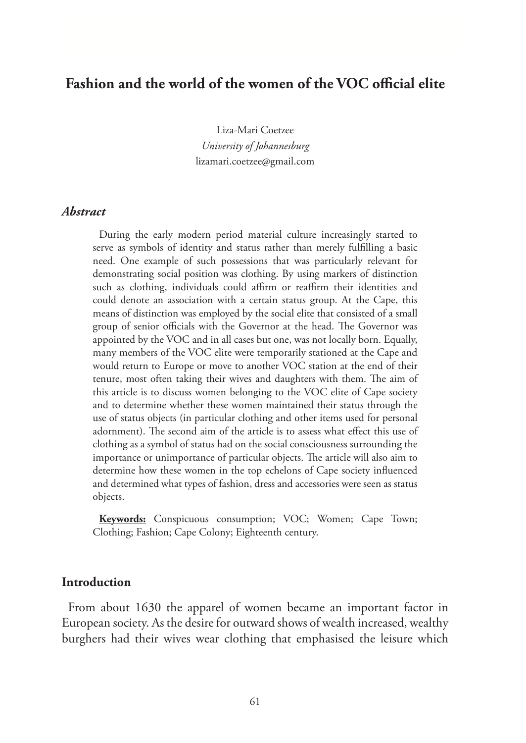# Fashion and the world of the women of the VOC official elite

Liza-Mari Coetzee
*University of Johannesburg*
lizamari.coetzee@gmail.com

### *Abstract*

During the early modern period material culture increasingly started to serve as symbols of identity and status rather than merely fulfilling a basic need. One example of such possessions that was particularly relevant for demonstrating social position was clothing. By using markers of distinction such as clothing, individuals could affirm or reaffirm their identities and could denote an association with a certain status group. At the Cape, this means of distinction was employed by the social elite that consisted of a small group of senior officials with the Governor at the head. The Governor was appointed by the VOC and in all cases but one, was not locally born. Equally, many members of the VOC elite were temporarily stationed at the Cape and would return to Europe or move to another VOC station at the end of their tenure, most often taking their wives and daughters with them. The aim of this article is to discuss women belonging to the VOC elite of Cape society and to determine whether these women maintained their status through the use of status objects (in particular clothing and other items used for personal adornment). The second aim of the article is to assess what effect this use of clothing as a symbol of status had on the social consciousness surrounding the importance or unimportance of particular objects. The article will also aim to determine how these women in the top echelons of Cape society influenced and determined what types of fashion, dress and accessories were seen as status objects.

**Keywords:** Conspicuous consumption; VOC; Women; Cape Town; Clothing; Fashion; Cape Colony; Eighteenth century.

## Introduction

From about 1630 the apparel of women became an important factor in European society. As the desire for outward shows of wealth increased, wealthy burghers had their wives wear clothing that emphasised the leisure which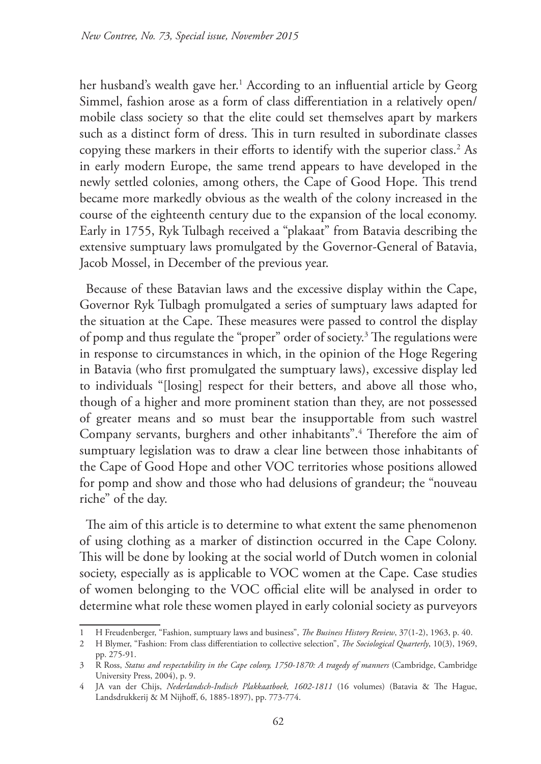her husband's wealth gave her.[1] According to an influential article by Georg Simmel, fashion arose as a form of class differentiation in a relatively open/mobile class society so that the elite could set themselves apart by markers such as a distinct form of dress. This in turn resulted in subordinate classes copying these markers in their efforts to identify with the superior class.[2] As in early modern Europe, the same trend appears to have developed in the newly settled colonies, among others, the Cape of Good Hope. This trend became more markedly obvious as the wealth of the colony increased in the course of the eighteenth century due to the expansion of the local economy. Early in 1755, Ryk Tulbagh received a "plakaat" from Batavia describing the extensive sumptuary laws promulgated by the Governor-General of Batavia, Jacob Mossel, in December of the previous year.

Because of these Batavian laws and the excessive display within the Cape, Governor Ryk Tulbagh promulgated a series of sumptuary laws adapted for the situation at the Cape. These measures were passed to control the display of pomp and thus regulate the "proper" order of society.[3] The regulations were in response to circumstances in which, in the opinion of the Hoge Regering in Batavia (who first promulgated the sumptuary laws), excessive display led to individuals "[losing] respect for their betters, and above all those who, though of a higher and more prominent station than they, are not possessed of greater means and so must bear the insupportable from such wastrel Company servants, burghers and other inhabitants".[4] Therefore the aim of sumptuary legislation was to draw a clear line between those inhabitants of the Cape of Good Hope and other VOC territories whose positions allowed for pomp and show and those who had delusions of grandeur; the "nouveau riche" of the day.

The aim of this article is to determine to what extent the same phenomenon of using clothing as a marker of distinction occurred in the Cape Colony. This will be done by looking at the social world of Dutch women in colonial society, especially as is applicable to VOC women at the Cape. Case studies of women belonging to the VOC official elite will be analysed in order to determine what role these women played in early colonial society as purveyors

---

1 H Freudenberger, "Fashion, sumptuary laws and business", *The Business History Review*, 37(1-2), 1963, p. 40.

2 H Blymer, "Fashion: From class differentiation to collective selection", *The Sociological Quarterly*, 10(3), 1969, pp. 275-91.

3 R Ross, *Status and respectability in the Cape colony, 1750-1870: A tragedy of manners* (Cambridge, Cambridge University Press, 2004), p. 9.

4 JA van der Chijs, *Nederlandsch-Indisch Plakkaatboek, 1602-1811* (16 volumes) (Batavia & The Hague, Landsdrukkerij & M Nijhoff, 6, 1885-1897), pp. 773-774.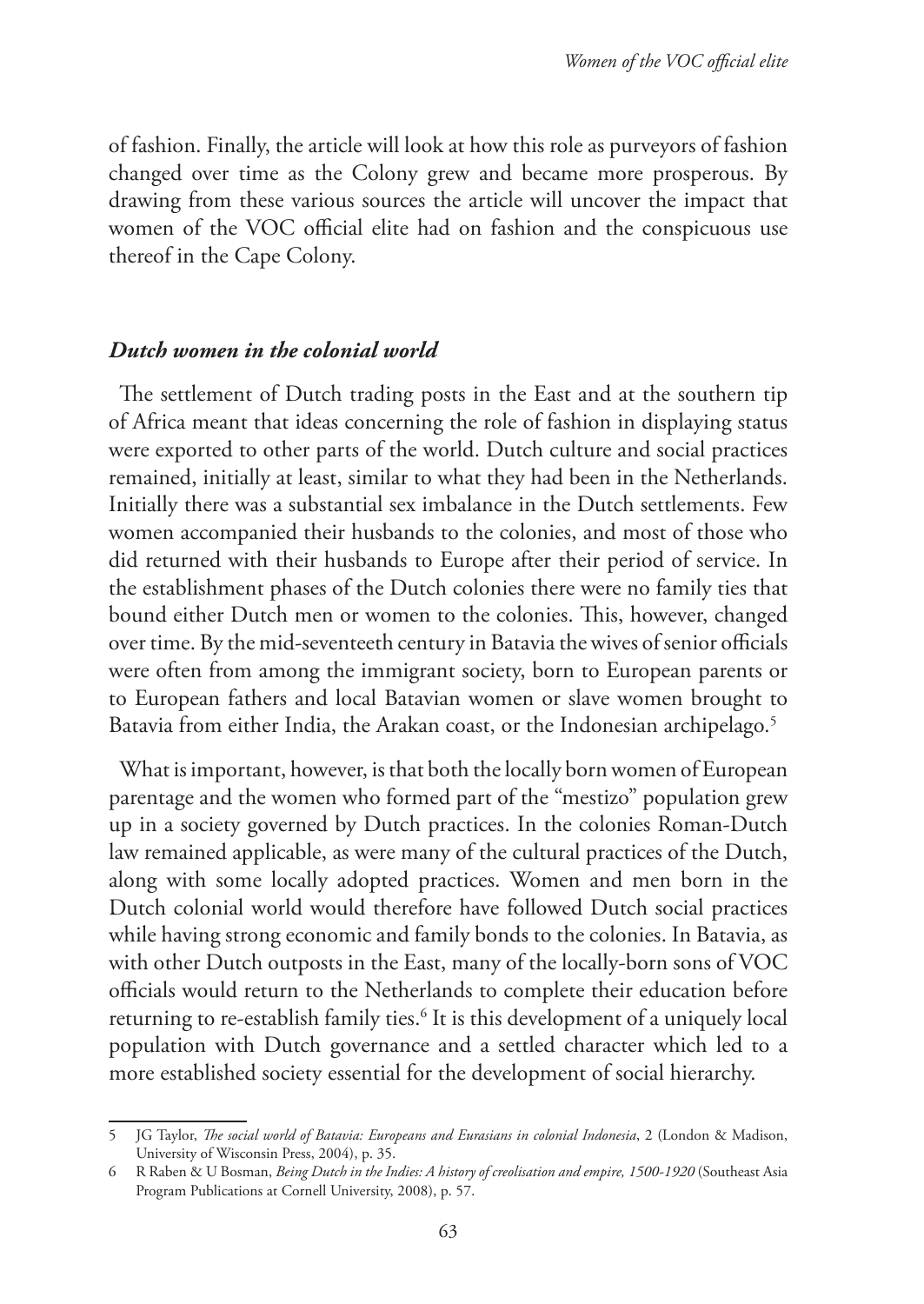of fashion. Finally, the article will look at how this role as purveyors of fashion changed over time as the Colony grew and became more prosperous. By drawing from these various sources the article will uncover the impact that women of the VOC official elite had on fashion and the conspicuous use thereof in the Cape Colony.

### *Dutch women in the colonial world*

The settlement of Dutch trading posts in the East and at the southern tip of Africa meant that ideas concerning the role of fashion in displaying status were exported to other parts of the world. Dutch culture and social practices remained, initially at least, similar to what they had been in the Netherlands. Initially there was a substantial sex imbalance in the Dutch settlements. Few women accompanied their husbands to the colonies, and most of those who did returned with their husbands to Europe after their period of service. In the establishment phases of the Dutch colonies there were no family ties that bound either Dutch men or women to the colonies. This, however, changed over time. By the mid-seventeeth century in Batavia the wives of senior officials were often from among the immigrant society, born to European parents or to European fathers and local Batavian women or slave women brought to Batavia from either India, the Arakan coast, or the Indonesian archipelago.[5]

What is important, however, is that both the locally born women of European parentage and the women who formed part of the "mestizo" population grew up in a society governed by Dutch practices. In the colonies Roman-Dutch law remained applicable, as were many of the cultural practices of the Dutch, along with some locally adopted practices. Women and men born in the Dutch colonial world would therefore have followed Dutch social practices while having strong economic and family bonds to the colonies. In Batavia, as with other Dutch outposts in the East, many of the locally-born sons of VOC officials would return to the Netherlands to complete their education before returning to re-establish family ties.[6] It is this development of a uniquely local population with Dutch governance and a settled character which led to a more established society essential for the development of social hierarchy.

---

5 JG Taylor, *The social world of Batavia: Europeans and Eurasians in colonial Indonesia*, 2 (London & Madison, University of Wisconsin Press, 2004), p. 35.

6 R Raben & U Bosman, *Being Dutch in the Indies: A history of creolisation and empire, 1500-1920* (Southeast Asia Program Publications at Cornell University, 2008), p. 57.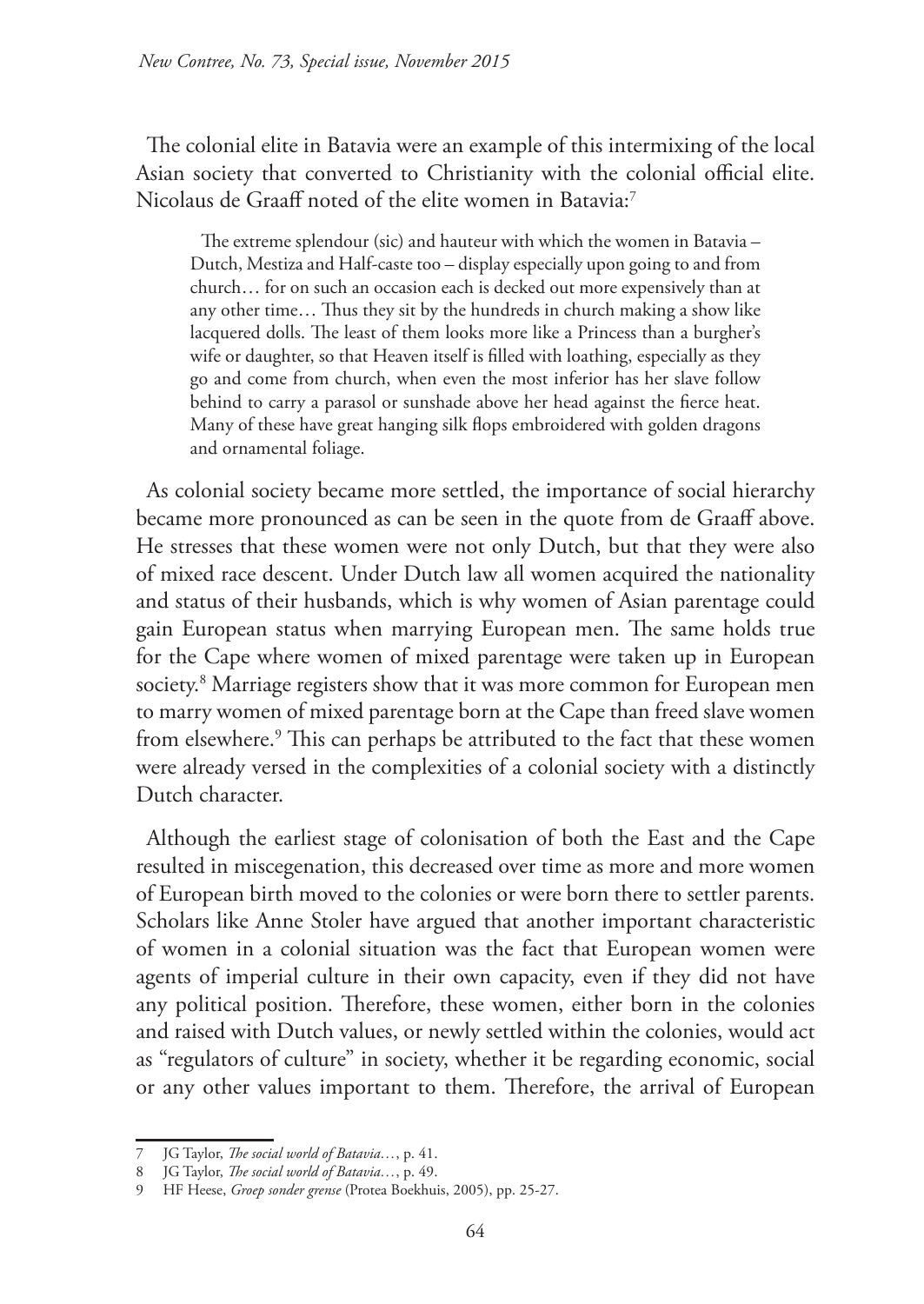The colonial elite in Batavia were an example of this intermixing of the local Asian society that converted to Christianity with the colonial official elite. Nicolaus de Graaff noted of the elite women in Batavia:[7]

> The extreme splendour (sic) and hauteur with which the women in Batavia – Dutch, Mestiza and Half-caste too – display especially upon going to and from church… for on such an occasion each is decked out more expensively than at any other time… Thus they sit by the hundreds in church making a show like lacquered dolls. The least of them looks more like a Princess than a burgher's wife or daughter, so that Heaven itself is filled with loathing, especially as they go and come from church, when even the most inferior has her slave follow behind to carry a parasol or sunshade above her head against the fierce heat. Many of these have great hanging silk flops embroidered with golden dragons and ornamental foliage.

As colonial society became more settled, the importance of social hierarchy became more pronounced as can be seen in the quote from de Graaff above. He stresses that these women were not only Dutch, but that they were also of mixed race descent. Under Dutch law all women acquired the nationality and status of their husbands, which is why women of Asian parentage could gain European status when marrying European men. The same holds true for the Cape where women of mixed parentage were taken up in European society.[8] Marriage registers show that it was more common for European men to marry women of mixed parentage born at the Cape than freed slave women from elsewhere.[9] This can perhaps be attributed to the fact that these women were already versed in the complexities of a colonial society with a distinctly Dutch character.

Although the earliest stage of colonisation of both the East and the Cape resulted in miscegenation, this decreased over time as more and more women of European birth moved to the colonies or were born there to settler parents. Scholars like Anne Stoler have argued that another important characteristic of women in a colonial situation was the fact that European women were agents of imperial culture in their own capacity, even if they did not have any political position. Therefore, these women, either born in the colonies and raised with Dutch values, or newly settled within the colonies, would act as "regulators of culture" in society, whether it be regarding economic, social or any other values important to them. Therefore, the arrival of European

---

7 JG Taylor, *The social world of Batavia…*, p. 41.

8 JG Taylor, *The social world of Batavia…*, p. 49.

9 HF Heese, *Groep sonder grense* (Protea Boekhuis, 2005), pp. 25-27.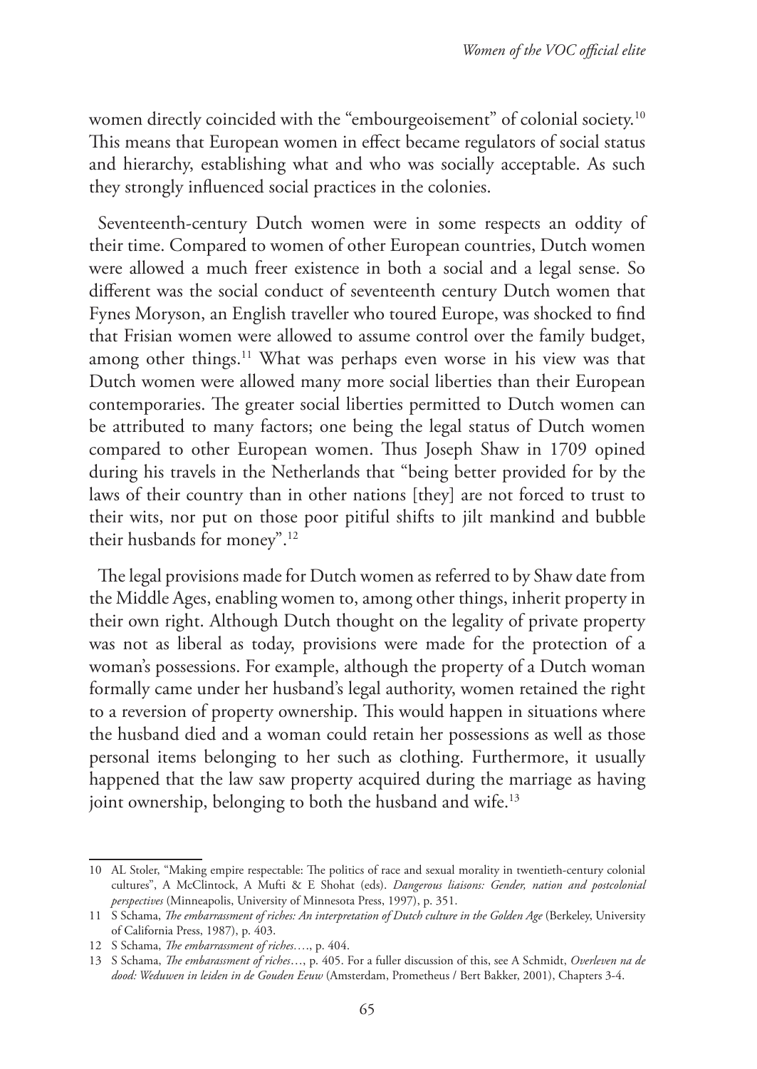women directly coincided with the "embourgeoisement" of colonial society.[10] This means that European women in effect became regulators of social status and hierarchy, establishing what and who was socially acceptable. As such they strongly influenced social practices in the colonies.

Seventeenth-century Dutch women were in some respects an oddity of their time. Compared to women of other European countries, Dutch women were allowed a much freer existence in both a social and a legal sense. So different was the social conduct of seventeenth century Dutch women that Fynes Moryson, an English traveller who toured Europe, was shocked to find that Frisian women were allowed to assume control over the family budget, among other things.[11] What was perhaps even worse in his view was that Dutch women were allowed many more social liberties than their European contemporaries. The greater social liberties permitted to Dutch women can be attributed to many factors; one being the legal status of Dutch women compared to other European women. Thus Joseph Shaw in 1709 opined during his travels in the Netherlands that "being better provided for by the laws of their country than in other nations [they] are not forced to trust to their wits, nor put on those poor pitiful shifts to jilt mankind and bubble their husbands for money".[12]

The legal provisions made for Dutch women as referred to by Shaw date from the Middle Ages, enabling women to, among other things, inherit property in their own right. Although Dutch thought on the legality of private property was not as liberal as today, provisions were made for the protection of a woman's possessions. For example, although the property of a Dutch woman formally came under her husband's legal authority, women retained the right to a reversion of property ownership. This would happen in situations where the husband died and a woman could retain her possessions as well as those personal items belonging to her such as clothing. Furthermore, it usually happened that the law saw property acquired during the marriage as having joint ownership, belonging to both the husband and wife.[13]

---

10 AL Stoler, "Making empire respectable: The politics of race and sexual morality in twentieth-century colonial cultures", A McClintock, A Mufti & E Shohat (eds). *Dangerous liaisons: Gender, nation and postcolonial perspectives* (Minneapolis, University of Minnesota Press, 1997), p. 351.

11 S Schama, *The embarrassment of riches: An interpretation of Dutch culture in the Golden Age* (Berkeley, University of California Press, 1987), p. 403.

12 S Schama, *The embarrassment of riches*…., p. 404.

13 S Schama, *The embarassment of riches*…, p. 405. For a fuller discussion of this, see A Schmidt, *Overleven na de dood: Weduwen in leiden in de Gouden Eeuw* (Amsterdam, Prometheus / Bert Bakker, 2001), Chapters 3-4.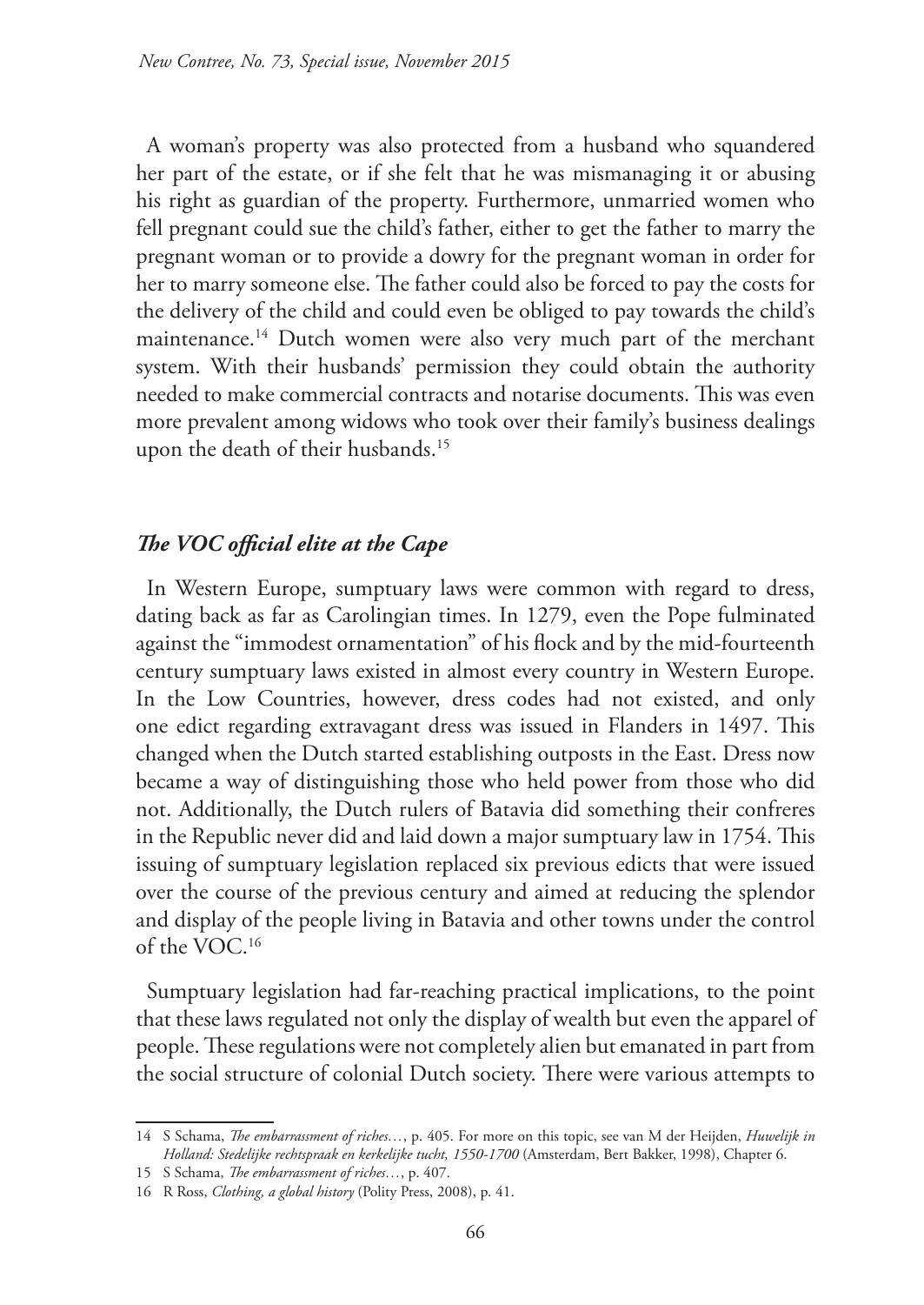A woman's property was also protected from a husband who squandered her part of the estate, or if she felt that he was mismanaging it or abusing his right as guardian of the property. Furthermore, unmarried women who fell pregnant could sue the child's father, either to get the father to marry the pregnant woman or to provide a dowry for the pregnant woman in order for her to marry someone else. The father could also be forced to pay the costs for the delivery of the child and could even be obliged to pay towards the child's maintenance.[14] Dutch women were also very much part of the merchant system. With their husbands' permission they could obtain the authority needed to make commercial contracts and notarise documents. This was even more prevalent among widows who took over their family's business dealings upon the death of their husbands.[15]

## *The VOC official elite at the Cape*

In Western Europe, sumptuary laws were common with regard to dress, dating back as far as Carolingian times. In 1279, even the Pope fulminated against the "immodest ornamentation" of his flock and by the mid-fourteenth century sumptuary laws existed in almost every country in Western Europe. In the Low Countries, however, dress codes had not existed, and only one edict regarding extravagant dress was issued in Flanders in 1497. This changed when the Dutch started establishing outposts in the East. Dress now became a way of distinguishing those who held power from those who did not. Additionally, the Dutch rulers of Batavia did something their confreres in the Republic never did and laid down a major sumptuary law in 1754. This issuing of sumptuary legislation replaced six previous edicts that were issued over the course of the previous century and aimed at reducing the splendor and display of the people living in Batavia and other towns under the control of the VOC.[16]

Sumptuary legislation had far-reaching practical implications, to the point that these laws regulated not only the display of wealth but even the apparel of people. These regulations were not completely alien but emanated in part from the social structure of colonial Dutch society. There were various attempts to

---

14 S Schama, *The embarrassment of riches…*, p. 405. For more on this topic, see van M der Heijden, *Huwelijk in Holland: Stedelijke rechtspraak en kerkelijke tucht, 1550-1700* (Amsterdam, Bert Bakker, 1998), Chapter 6.

15 S Schama, *The embarrassment of riches…*, p. 407.

16 R Ross, *Clothing, a global history* (Polity Press, 2008), p. 41.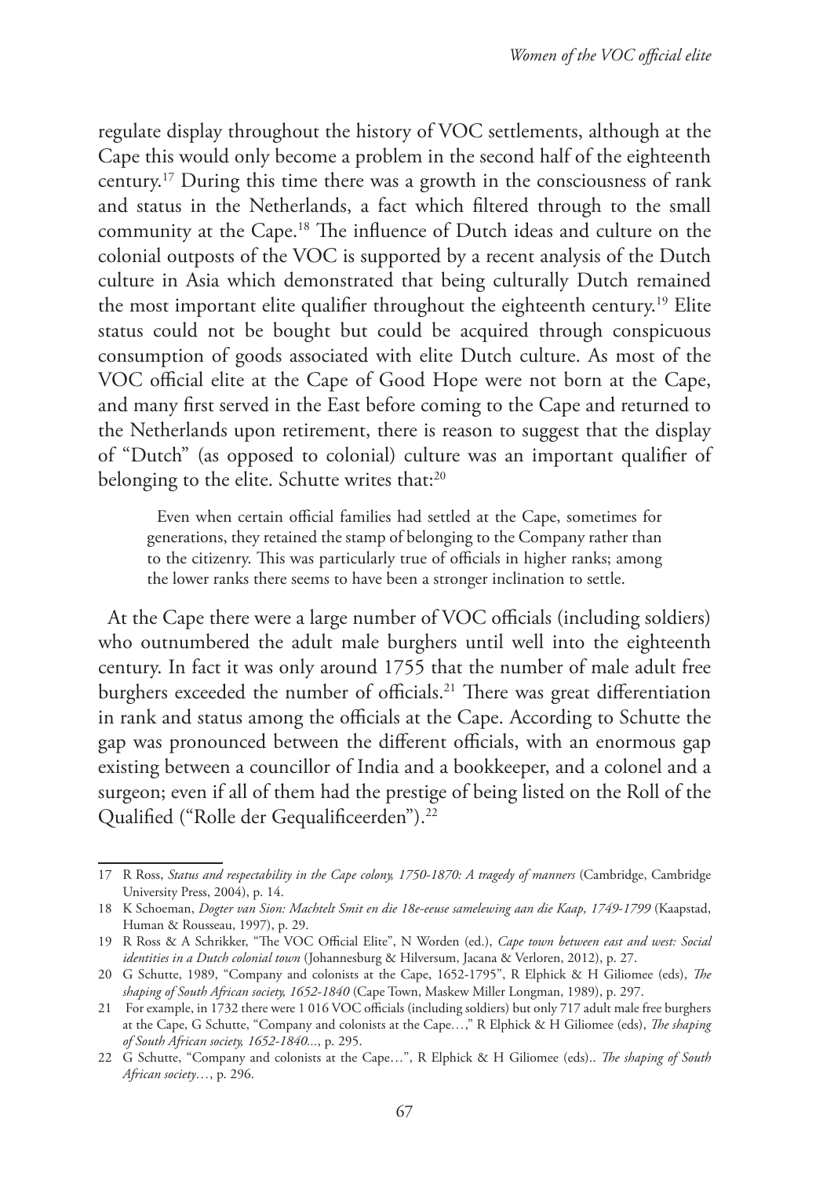regulate display throughout the history of VOC settlements, although at the Cape this would only become a problem in the second half of the eighteenth century.[17] During this time there was a growth in the consciousness of rank and status in the Netherlands, a fact which filtered through to the small community at the Cape.[18] The influence of Dutch ideas and culture on the colonial outposts of the VOC is supported by a recent analysis of the Dutch culture in Asia which demonstrated that being culturally Dutch remained the most important elite qualifier throughout the eighteenth century.[19] Elite status could not be bought but could be acquired through conspicuous consumption of goods associated with elite Dutch culture. As most of the VOC official elite at the Cape of Good Hope were not born at the Cape, and many first served in the East before coming to the Cape and returned to the Netherlands upon retirement, there is reason to suggest that the display of "Dutch" (as opposed to colonial) culture was an important qualifier of belonging to the elite. Schutte writes that:[20]

> Even when certain official families had settled at the Cape, sometimes for generations, they retained the stamp of belonging to the Company rather than to the citizenry. This was particularly true of officials in higher ranks; among the lower ranks there seems to have been a stronger inclination to settle.

At the Cape there were a large number of VOC officials (including soldiers) who outnumbered the adult male burghers until well into the eighteenth century. In fact it was only around 1755 that the number of male adult free burghers exceeded the number of officials.[21] There was great differentiation in rank and status among the officials at the Cape. According to Schutte the gap was pronounced between the different officials, with an enormous gap existing between a councillor of India and a bookkeeper, and a colonel and a surgeon; even if all of them had the prestige of being listed on the Roll of the Qualified ("Rolle der Gequalificeerden").[22]

---

17 R Ross, *Status and respectability in the Cape colony, 1750-1870: A tragedy of manners* (Cambridge, Cambridge University Press, 2004), p. 14.

18 K Schoeman, *Dogter van Sion: Machtelt Smit en die 18e-eeuse samelewing aan die Kaap, 1749-1799* (Kaapstad, Human & Rousseau, 1997), p. 29.

19 R Ross & A Schrikker, "The VOC Official Elite", N Worden (ed.), *Cape town between east and west: Social identities in a Dutch colonial town* (Johannesburg & Hilversum, Jacana & Verloren, 2012), p. 27.

20 G Schutte, 1989, "Company and colonists at the Cape, 1652-1795", R Elphick & H Giliomee (eds), *The shaping of South African society, 1652-1840* (Cape Town, Maskew Miller Longman, 1989), p. 297.

21 For example, in 1732 there were 1 016 VOC officials (including soldiers) but only 717 adult male free burghers at the Cape, G Schutte, "Company and colonists at the Cape…," R Elphick & H Giliomee (eds), *The shaping of South African society, 1652-1840...*, p. 295.

22 G Schutte, "Company and colonists at the Cape…", R Elphick & H Giliomee (eds).. *The shaping of South African society…*, p. 296.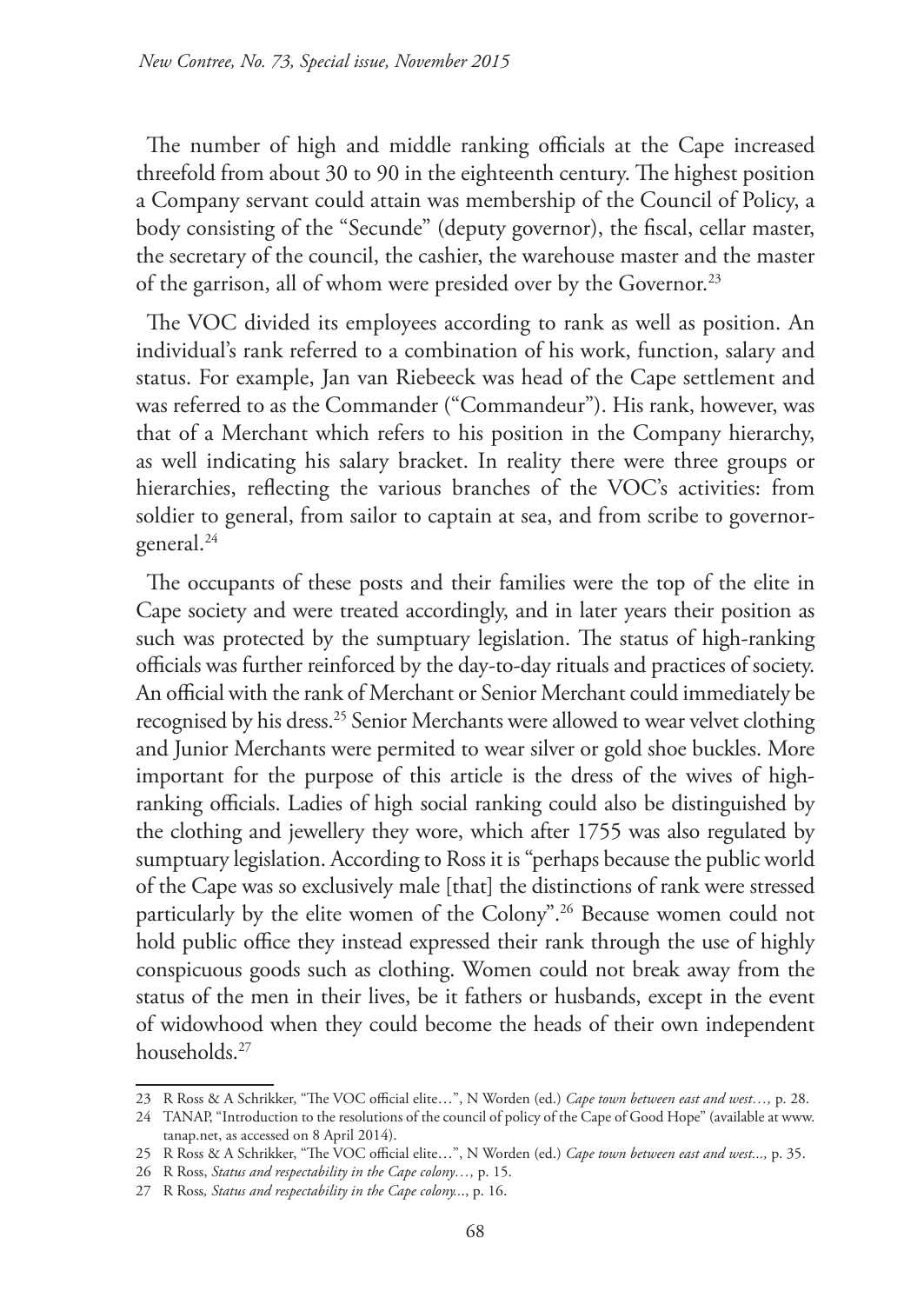The number of high and middle ranking officials at the Cape increased threefold from about 30 to 90 in the eighteenth century. The highest position a Company servant could attain was membership of the Council of Policy, a body consisting of the "Secunde" (deputy governor), the fiscal, cellar master, the secretary of the council, the cashier, the warehouse master and the master of the garrison, all of whom were presided over by the Governor.[23]

The VOC divided its employees according to rank as well as position. An individual's rank referred to a combination of his work, function, salary and status. For example, Jan van Riebeeck was head of the Cape settlement and was referred to as the Commander ("Commandeur"). His rank, however, was that of a Merchant which refers to his position in the Company hierarchy, as well indicating his salary bracket. In reality there were three groups or hierarchies, reflecting the various branches of the VOC's activities: from soldier to general, from sailor to captain at sea, and from scribe to governor-general.[24]

The occupants of these posts and their families were the top of the elite in Cape society and were treated accordingly, and in later years their position as such was protected by the sumptuary legislation. The status of high-ranking officials was further reinforced by the day-to-day rituals and practices of society. An official with the rank of Merchant or Senior Merchant could immediately be recognised by his dress.[25] Senior Merchants were allowed to wear velvet clothing and Junior Merchants were permited to wear silver or gold shoe buckles. More important for the purpose of this article is the dress of the wives of high-ranking officials. Ladies of high social ranking could also be distinguished by the clothing and jewellery they wore, which after 1755 was also regulated by sumptuary legislation. According to Ross it is "perhaps because the public world of the Cape was so exclusively male [that] the distinctions of rank were stressed particularly by the elite women of the Colony".[26] Because women could not hold public office they instead expressed their rank through the use of highly conspicuous goods such as clothing. Women could not break away from the status of the men in their lives, be it fathers or husbands, except in the event of widowhood when they could become the heads of their own independent households.[27]

---

23 R Ross & A Schrikker, "The VOC official elite…", N Worden (ed.) *Cape town between east and west…,* p. 28.

24 TANAP, "Introduction to the resolutions of the council of policy of the Cape of Good Hope" (available at www.tanap.net, as accessed on 8 April 2014).

25 R Ross & A Schrikker, "The VOC official elite…", N Worden (ed.) *Cape town between east and west...,* p. 35.

26 R Ross, *Status and respectability in the Cape colony…,* p. 15.

27 R Ross*, Status and respectability in the Cape colony...*, p. 16.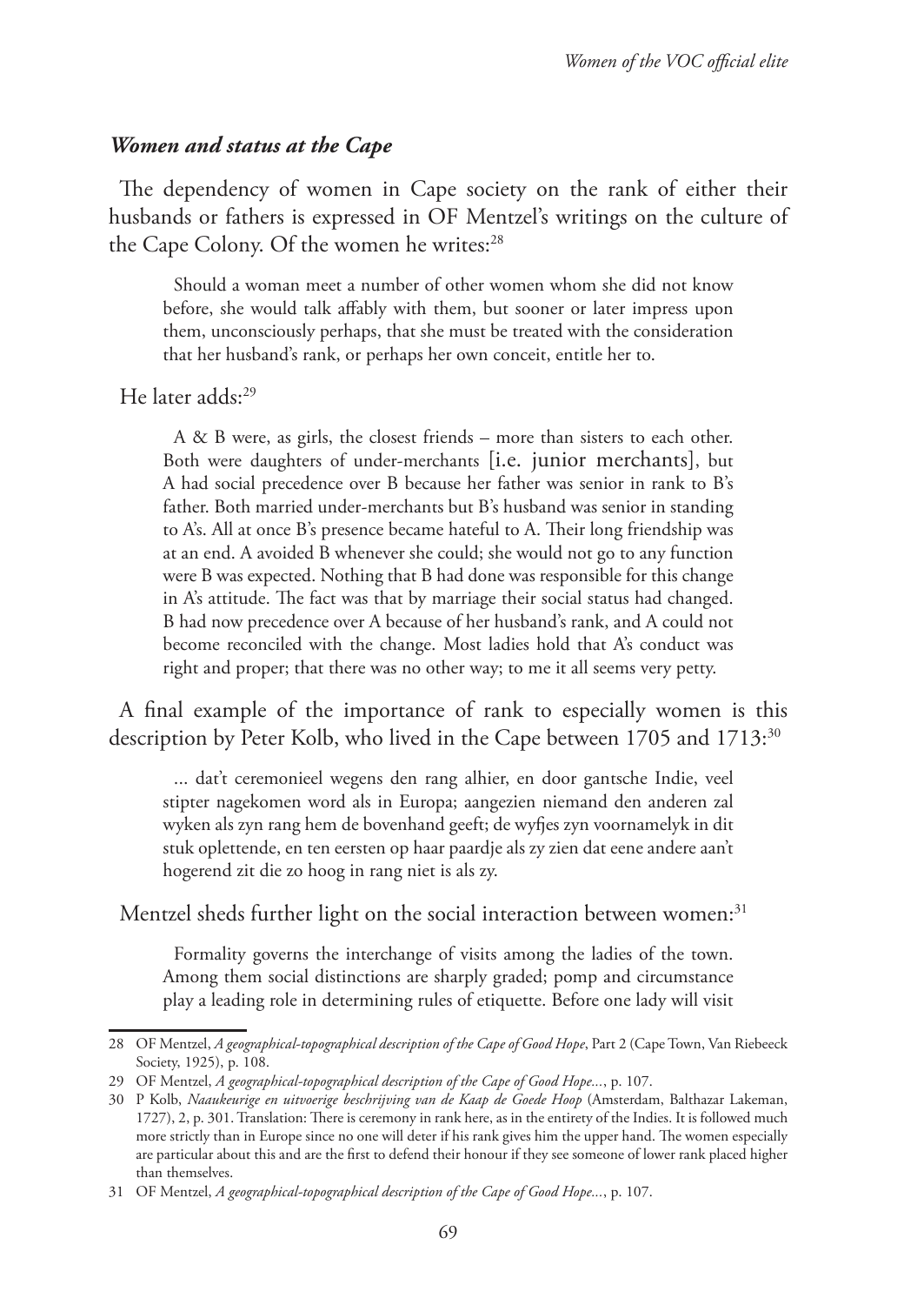### *Women and status at the Cape*

The dependency of women in Cape society on the rank of either their husbands or fathers is expressed in OF Mentzel's writings on the culture of the Cape Colony. Of the women he writes:[28]

> Should a woman meet a number of other women whom she did not know before, she would talk affably with them, but sooner or later impress upon them, unconsciously perhaps, that she must be treated with the consideration that her husband's rank, or perhaps her own conceit, entitle her to.

He later adds:[29]

> A & B were, as girls, the closest friends – more than sisters to each other. Both were daughters of under-merchants [i.e. junior merchants], but A had social precedence over B because her father was senior in rank to B's father. Both married under-merchants but B's husband was senior in standing to A's. All at once B's presence became hateful to A. Their long friendship was at an end. A avoided B whenever she could; she would not go to any function were B was expected. Nothing that B had done was responsible for this change in A's attitude. The fact was that by marriage their social status had changed. B had now precedence over A because of her husband's rank, and A could not become reconciled with the change. Most ladies hold that A's conduct was right and proper; that there was no other way; to me it all seems very petty.

A final example of the importance of rank to especially women is this description by Peter Kolb, who lived in the Cape between 1705 and 1713:[30]

> ... dat't ceremonieel wegens den rang alhier, en door gantsche Indie, veel stipter nagekomen word als in Europa; aangezien niemand den anderen zal wyken als zyn rang hem de bovenhand geeft; de wyfjes zyn voornamelyk in dit stuk oplettende, en ten eersten op haar paardje als zy zien dat eene andere aan't hogerend zit die zo hoog in rang niet is als zy.

Mentzel sheds further light on the social interaction between women:[31]

> Formality governs the interchange of visits among the ladies of the town. Among them social distinctions are sharply graded; pomp and circumstance play a leading role in determining rules of etiquette. Before one lady will visit

---

28 OF Mentzel, *A geographical-topographical description of the Cape of Good Hope*, Part 2 (Cape Town, Van Riebeeck Society, 1925), p. 108.

29 OF Mentzel, *A geographical-topographical description of the Cape of Good Hope...*, p. 107.

30 P Kolb, *Naaukeurige en uitvoerige beschrijving van de Kaap de Goede Hoop* (Amsterdam, Balthazar Lakeman, 1727), 2, p. 301. Translation: There is ceremony in rank here, as in the entirety of the Indies. It is followed much more strictly than in Europe since no one will deter if his rank gives him the upper hand. The women especially are particular about this and are the first to defend their honour if they see someone of lower rank placed higher than themselves.

31 OF Mentzel, *A geographical-topographical description of the Cape of Good Hope...*, p. 107.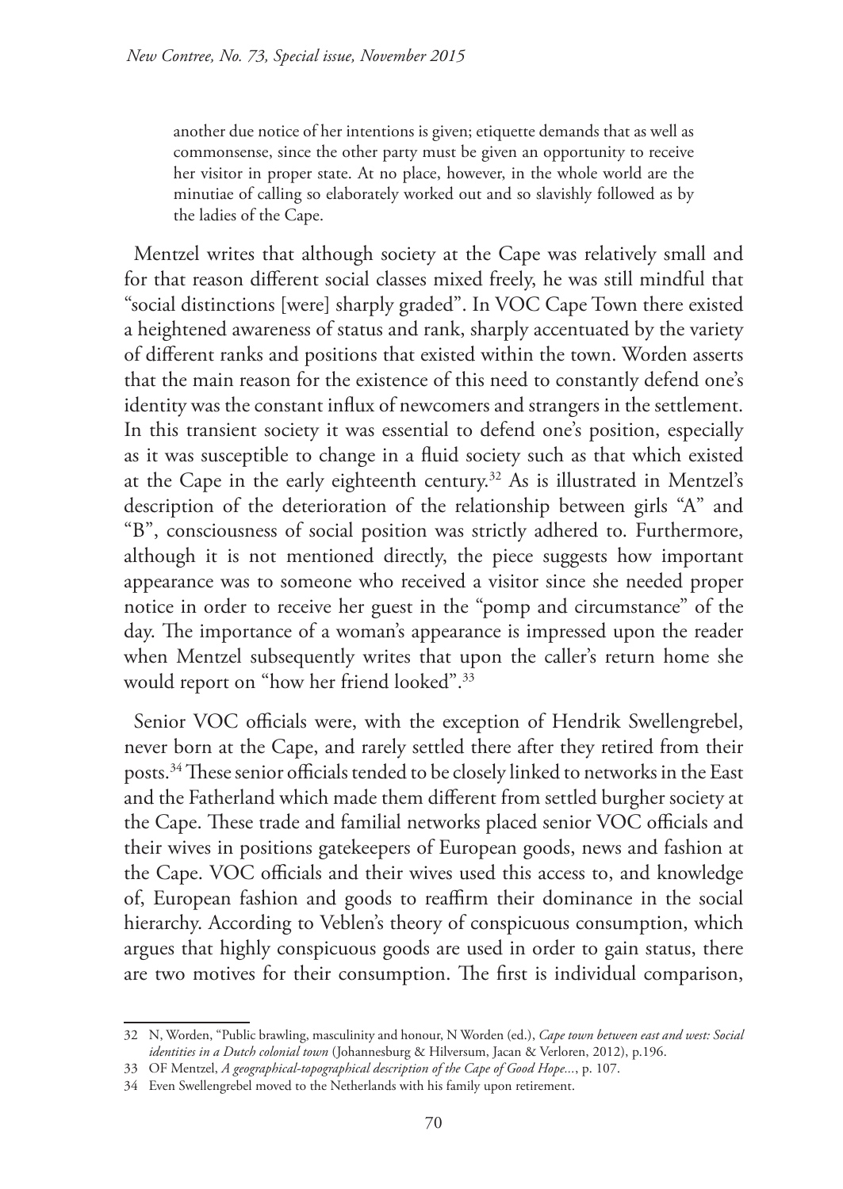> another due notice of her intentions is given; etiquette demands that as well as commonsense, since the other party must be given an opportunity to receive her visitor in proper state. At no place, however, in the whole world are the minutiae of calling so elaborately worked out and so slavishly followed as by the ladies of the Cape.

Mentzel writes that although society at the Cape was relatively small and for that reason different social classes mixed freely, he was still mindful that "social distinctions [were] sharply graded". In VOC Cape Town there existed a heightened awareness of status and rank, sharply accentuated by the variety of different ranks and positions that existed within the town. Worden asserts that the main reason for the existence of this need to constantly defend one's identity was the constant influx of newcomers and strangers in the settlement. In this transient society it was essential to defend one's position, especially as it was susceptible to change in a fluid society such as that which existed at the Cape in the early eighteenth century.[32] As is illustrated in Mentzel's description of the deterioration of the relationship between girls "A" and "B", consciousness of social position was strictly adhered to. Furthermore, although it is not mentioned directly, the piece suggests how important appearance was to someone who received a visitor since she needed proper notice in order to receive her guest in the "pomp and circumstance" of the day. The importance of a woman's appearance is impressed upon the reader when Mentzel subsequently writes that upon the caller's return home she would report on "how her friend looked".[33]

Senior VOC officials were, with the exception of Hendrik Swellengrebel, never born at the Cape, and rarely settled there after they retired from their posts.[34] These senior officials tended to be closely linked to networks in the East and the Fatherland which made them different from settled burgher society at the Cape. These trade and familial networks placed senior VOC officials and their wives in positions gatekeepers of European goods, news and fashion at the Cape. VOC officials and their wives used this access to, and knowledge of, European fashion and goods to reaffirm their dominance in the social hierarchy. According to Veblen's theory of conspicuous consumption, which argues that highly conspicuous goods are used in order to gain status, there are two motives for their consumption. The first is individual comparison,

---

32 N, Worden, "Public brawling, masculinity and honour, N Worden (ed.), *Cape town between east and west: Social identities in a Dutch colonial town* (Johannesburg & Hilversum, Jacan & Verloren, 2012), p.196.

33 OF Mentzel, *A geographical-topographical description of the Cape of Good Hope...*, p. 107.

34 Even Swellengrebel moved to the Netherlands with his family upon retirement.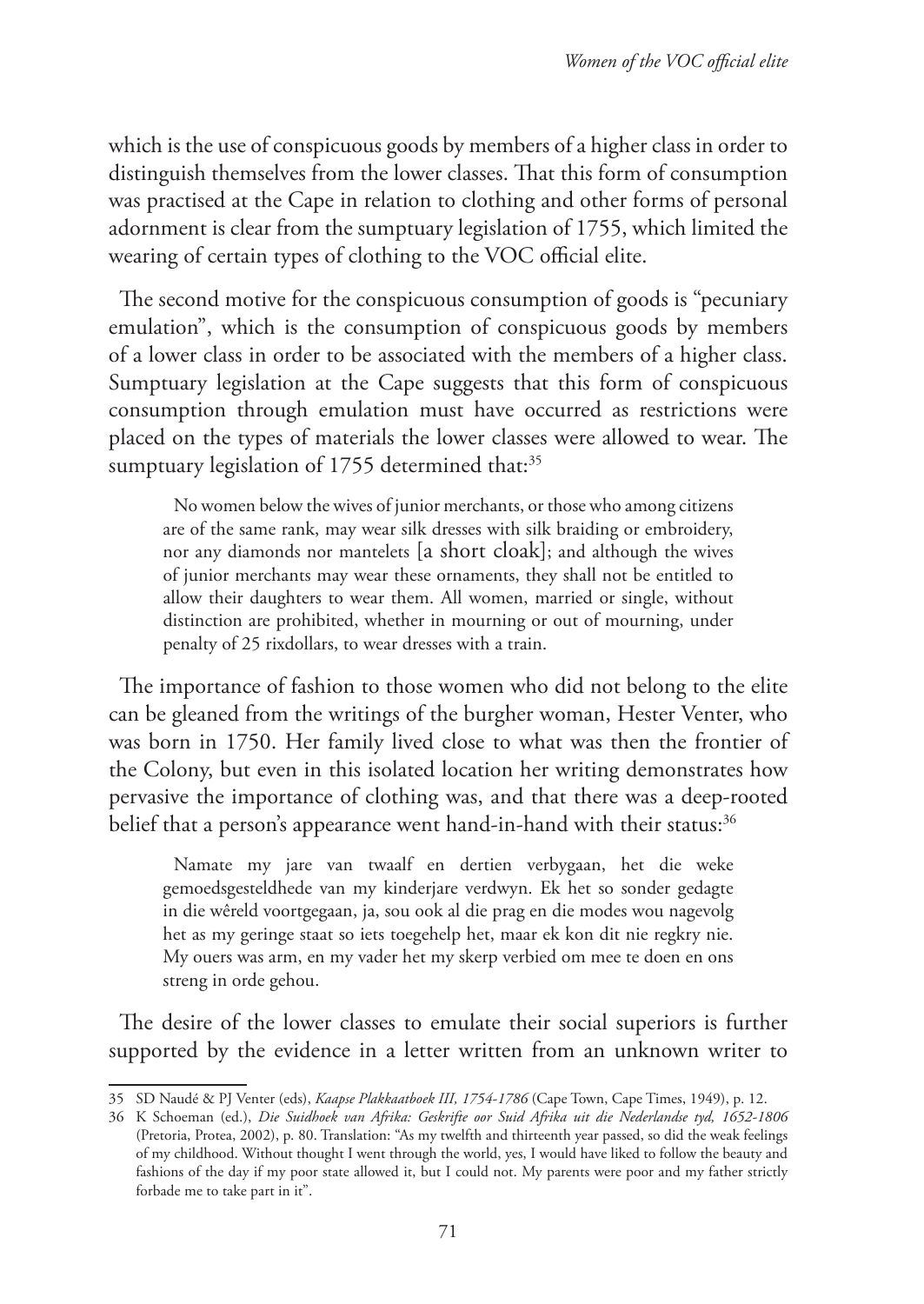which is the use of conspicuous goods by members of a higher class in order to distinguish themselves from the lower classes. That this form of consumption was practised at the Cape in relation to clothing and other forms of personal adornment is clear from the sumptuary legislation of 1755, which limited the wearing of certain types of clothing to the VOC official elite.

The second motive for the conspicuous consumption of goods is "pecuniary emulation", which is the consumption of conspicuous goods by members of a lower class in order to be associated with the members of a higher class. Sumptuary legislation at the Cape suggests that this form of conspicuous consumption through emulation must have occurred as restrictions were placed on the types of materials the lower classes were allowed to wear. The sumptuary legislation of 1755 determined that:[35]

> No women below the wives of junior merchants, or those who among citizens are of the same rank, may wear silk dresses with silk braiding or embroidery, nor any diamonds nor mantelets [a short cloak]; and although the wives of junior merchants may wear these ornaments, they shall not be entitled to allow their daughters to wear them. All women, married or single, without distinction are prohibited, whether in mourning or out of mourning, under penalty of 25 rixdollars, to wear dresses with a train.

The importance of fashion to those women who did not belong to the elite can be gleaned from the writings of the burgher woman, Hester Venter, who was born in 1750. Her family lived close to what was then the frontier of the Colony, but even in this isolated location her writing demonstrates how pervasive the importance of clothing was, and that there was a deep-rooted belief that a person's appearance went hand-in-hand with their status:[36]

> Namate my jare van twaalf en dertien verbygaan, het die weke gemoedsgesteldhede van my kinderjare verdwyn. Ek het so sonder gedagte in die wêreld voortgegaan, ja, sou ook al die prag en die modes wou nagevolg het as my geringe staat so iets toegehelp het, maar ek kon dit nie regkry nie. My ouers was arm, en my vader het my skerp verbied om mee te doen en ons streng in orde gehou.

The desire of the lower classes to emulate their social superiors is further supported by the evidence in a letter written from an unknown writer to

---

35 SD Naudé & PJ Venter (eds), *Kaapse Plakkaatboek III, 1754-1786* (Cape Town, Cape Times, 1949), p. 12.

36 K Schoeman (ed.), *Die Suidhoek van Afrika: Geskrifte oor Suid Afrika uit die Nederlandse tyd, 1652-1806* (Pretoria, Protea, 2002), p. 80. Translation: "As my twelfth and thirteenth year passed, so did the weak feelings of my childhood. Without thought I went through the world, yes, I would have liked to follow the beauty and fashions of the day if my poor state allowed it, but I could not. My parents were poor and my father strictly forbade me to take part in it".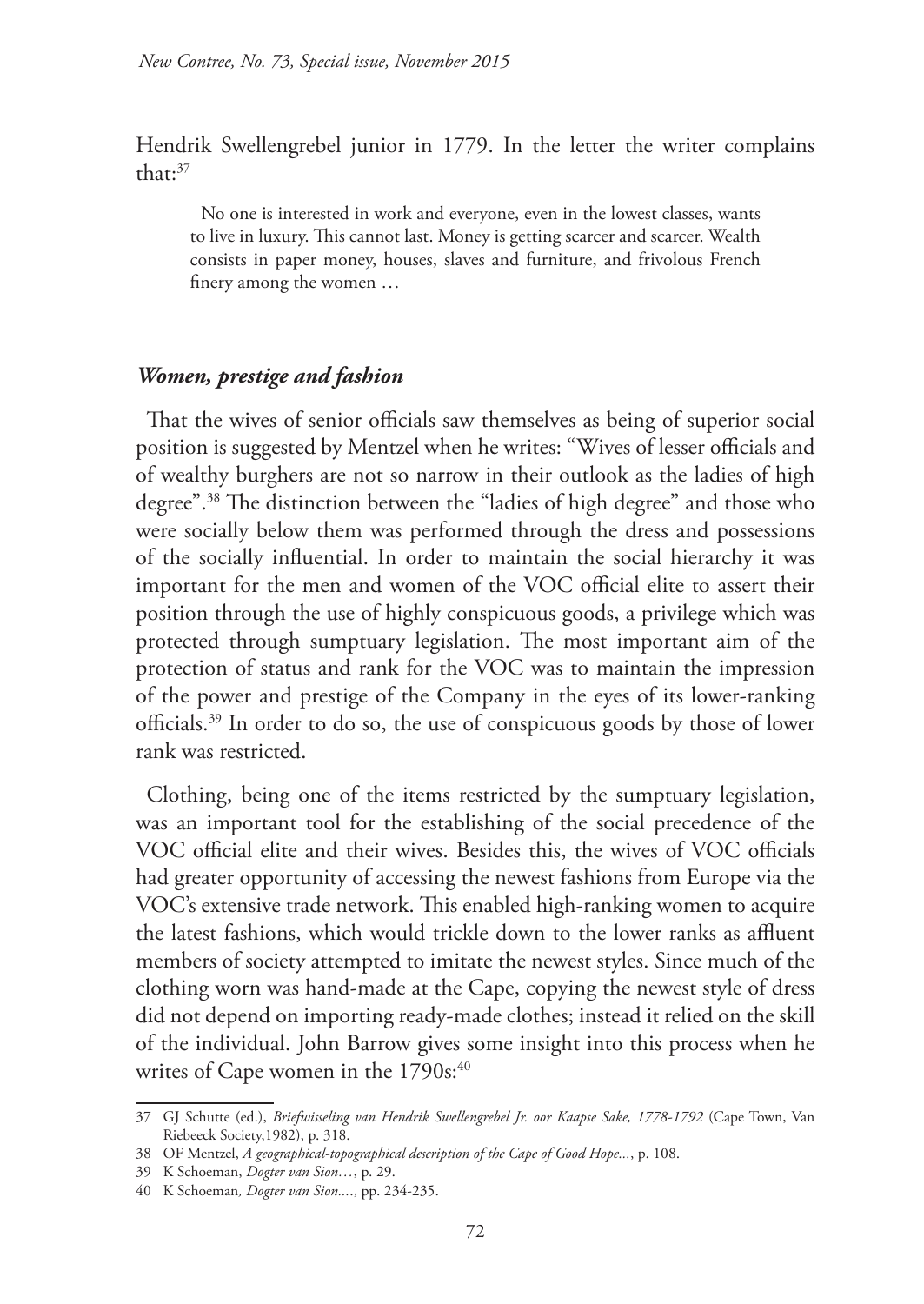Hendrik Swellengrebel junior in 1779. In the letter the writer complains that:[37]

> No one is interested in work and everyone, even in the lowest classes, wants to live in luxury. This cannot last. Money is getting scarcer and scarcer. Wealth consists in paper money, houses, slaves and furniture, and frivolous French finery among the women …

### *Women, prestige and fashion*

That the wives of senior officials saw themselves as being of superior social position is suggested by Mentzel when he writes: "Wives of lesser officials and of wealthy burghers are not so narrow in their outlook as the ladies of high degree".[38] The distinction between the "ladies of high degree" and those who were socially below them was performed through the dress and possessions of the socially influential. In order to maintain the social hierarchy it was important for the men and women of the VOC official elite to assert their position through the use of highly conspicuous goods, a privilege which was protected through sumptuary legislation. The most important aim of the protection of status and rank for the VOC was to maintain the impression of the power and prestige of the Company in the eyes of its lower-ranking officials.[39] In order to do so, the use of conspicuous goods by those of lower rank was restricted.

Clothing, being one of the items restricted by the sumptuary legislation, was an important tool for the establishing of the social precedence of the VOC official elite and their wives. Besides this, the wives of VOC officials had greater opportunity of accessing the newest fashions from Europe via the VOC's extensive trade network. This enabled high-ranking women to acquire the latest fashions, which would trickle down to the lower ranks as affluent members of society attempted to imitate the newest styles. Since much of the clothing worn was hand-made at the Cape, copying the newest style of dress did not depend on importing ready-made clothes; instead it relied on the skill of the individual. John Barrow gives some insight into this process when he writes of Cape women in the 1790s:[40]

---

37 GJ Schutte (ed.), *Briefwisseling van Hendrik Swellengrebel Jr. oor Kaapse Sake, 1778-1792* (Cape Town, Van Riebeeck Society,1982), p. 318.

38 OF Mentzel, *A geographical-topographical description of the Cape of Good Hope...*, p. 108.

39 K Schoeman, *Dogter van Sion…*, p. 29.

40 K Schoeman*, Dogter van Sion....*, pp. 234-235.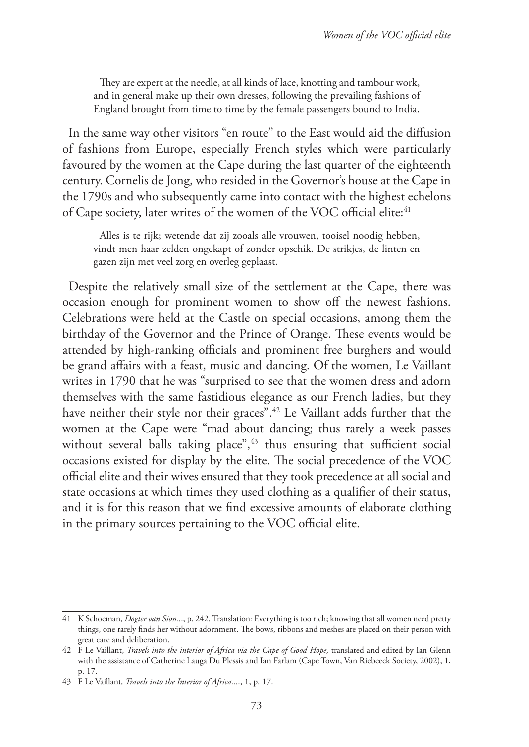> They are expert at the needle, at all kinds of lace, knotting and tambour work, and in general make up their own dresses, following the prevailing fashions of England brought from time to time by the female passengers bound to India.

In the same way other visitors "en route" to the East would aid the diffusion of fashions from Europe, especially French styles which were particularly favoured by the women at the Cape during the last quarter of the eighteenth century. Cornelis de Jong, who resided in the Governor's house at the Cape in the 1790s and who subsequently came into contact with the highest echelons of Cape society, later writes of the women of the VOC official elite:[41]

> Alles is te rijk; wetende dat zij zooals alle vrouwen, tooisel noodig hebben, vindt men haar zelden ongekapt of zonder opschik. De strikjes, de linten en gazen zijn met veel zorg en overleg geplaast.

Despite the relatively small size of the settlement at the Cape, there was occasion enough for prominent women to show off the newest fashions. Celebrations were held at the Castle on special occasions, among them the birthday of the Governor and the Prince of Orange. These events would be attended by high-ranking officials and prominent free burghers and would be grand affairs with a feast, music and dancing. Of the women, Le Vaillant writes in 1790 that he was "surprised to see that the women dress and adorn themselves with the same fastidious elegance as our French ladies, but they have neither their style nor their graces".[42] Le Vaillant adds further that the women at the Cape were "mad about dancing; thus rarely a week passes without several balls taking place",[43] thus ensuring that sufficient social occasions existed for display by the elite. The social precedence of the VOC official elite and their wives ensured that they took precedence at all social and state occasions at which times they used clothing as a qualifier of their status, and it is for this reason that we find excessive amounts of elaborate clothing in the primary sources pertaining to the VOC official elite.

---

41 K Schoeman*, Dogter van Sion...*, p. 242. Translation*:* Everything is too rich; knowing that all women need pretty things, one rarely finds her without adornment. The bows, ribbons and meshes are placed on their person with great care and deliberation.

42 F Le Vaillant, *Travels into the interior of Africa via the Cape of Good Hope,* translated and edited by Ian Glenn with the assistance of Catherine Lauga Du Plessis and Ian Farlam (Cape Town, Van Riebeeck Society, 2002), 1, p. 17.

43 F Le Vaillant*, Travels into the Interior of Africa...*, 1, p. 17.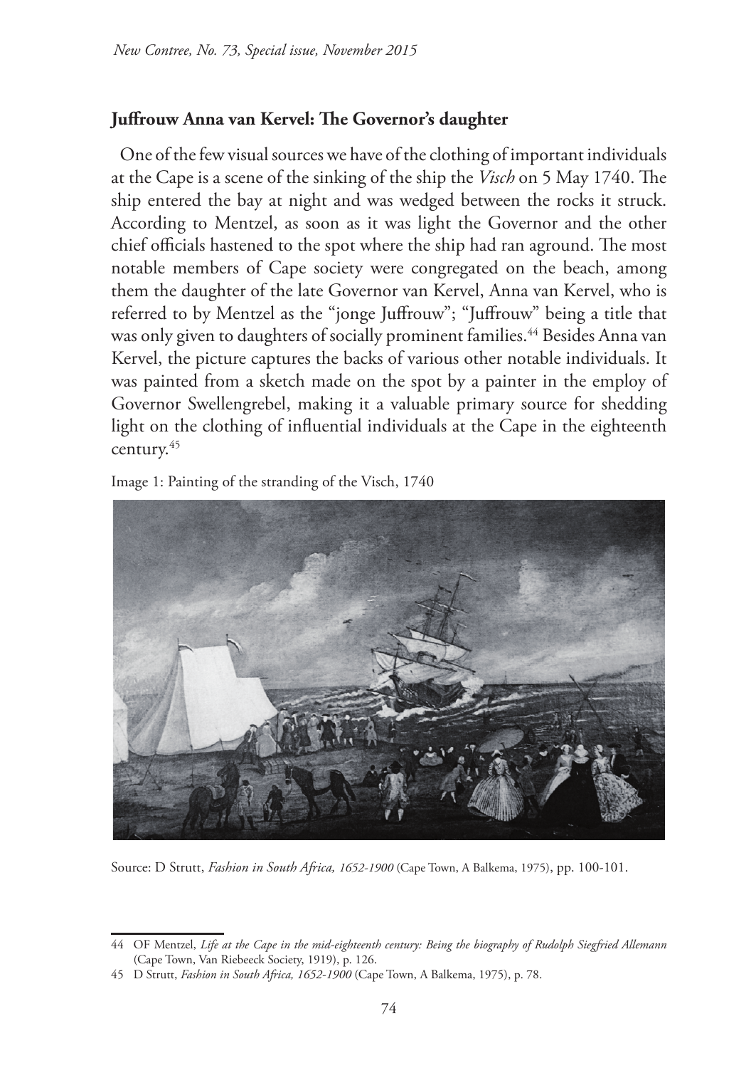## Juffrouw Anna van Kervel: The Governor's daughter

One of the few visual sources we have of the clothing of important individuals at the Cape is a scene of the sinking of the ship the *Visch* on 5 May 1740. The ship entered the bay at night and was wedged between the rocks it struck. According to Mentzel, as soon as it was light the Governor and the other chief officials hastened to the spot where the ship had ran aground. The most notable members of Cape society were congregated on the beach, among them the daughter of the late Governor van Kervel, Anna van Kervel, who is referred to by Mentzel as the "jonge Juffrouw"; "Juffrouw" being a title that was only given to daughters of socially prominent families.[44] Besides Anna van Kervel, the picture captures the backs of various other notable individuals. It was painted from a sketch made on the spot by a painter in the employ of Governor Swellengrebel, making it a valuable primary source for shedding light on the clothing of influential individuals at the Cape in the eighteenth century.[45]

Image 1: Painting of the stranding of the Visch, 1740

Source: D Strutt, *Fashion in South Africa, 1652-1900* (Cape Town, A Balkema, 1975), pp. 100-101.

---

44 OF Mentzel, *Life at the Cape in the mid-eighteenth century: Being the biography of Rudolph Siegfried Allemann* (Cape Town, Van Riebeeck Society, 1919), p. 126.

45 D Strutt, *Fashion in South Africa, 1652-1900* (Cape Town, A Balkema, 1975), p. 78.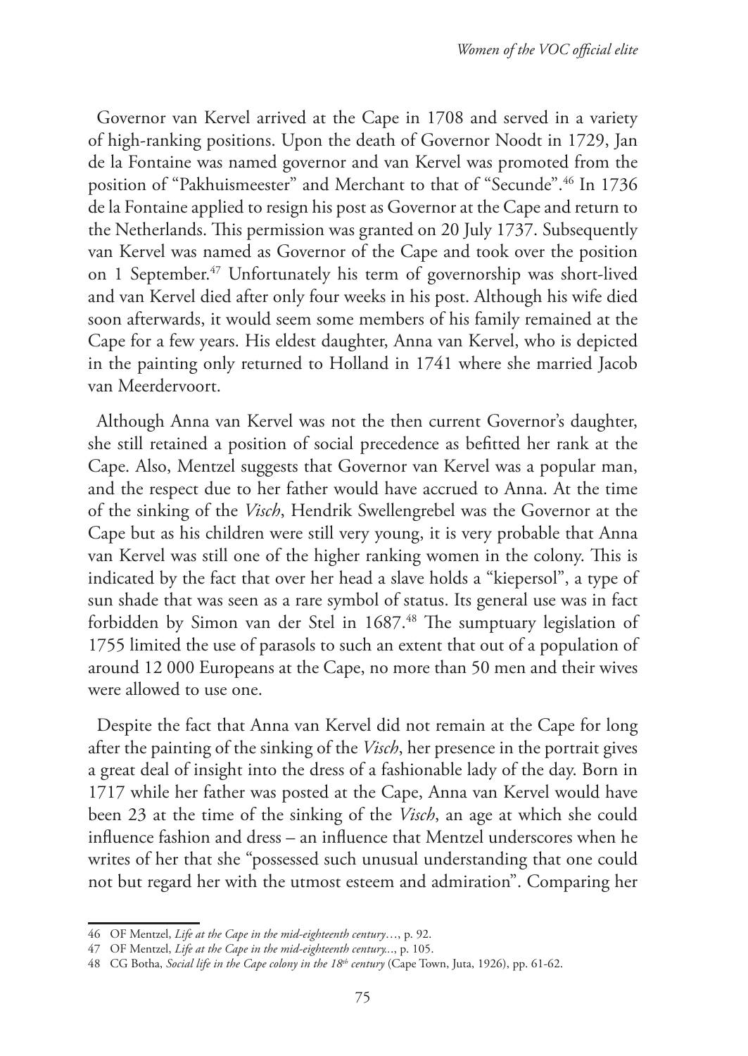Governor van Kervel arrived at the Cape in 1708 and served in a variety of high-ranking positions. Upon the death of Governor Noodt in 1729, Jan de la Fontaine was named governor and van Kervel was promoted from the position of "Pakhuismeester" and Merchant to that of "Secunde".[46] In 1736 de la Fontaine applied to resign his post as Governor at the Cape and return to the Netherlands. This permission was granted on 20 July 1737. Subsequently van Kervel was named as Governor of the Cape and took over the position on 1 September.[47] Unfortunately his term of governorship was short-lived and van Kervel died after only four weeks in his post. Although his wife died soon afterwards, it would seem some members of his family remained at the Cape for a few years. His eldest daughter, Anna van Kervel, who is depicted in the painting only returned to Holland in 1741 where she married Jacob van Meerdervoort.

Although Anna van Kervel was not the then current Governor's daughter, she still retained a position of social precedence as befitted her rank at the Cape. Also, Mentzel suggests that Governor van Kervel was a popular man, and the respect due to her father would have accrued to Anna. At the time of the sinking of the *Visch*, Hendrik Swellengrebel was the Governor at the Cape but as his children were still very young, it is very probable that Anna van Kervel was still one of the higher ranking women in the colony. This is indicated by the fact that over her head a slave holds a "kiepersol", a type of sun shade that was seen as a rare symbol of status. Its general use was in fact forbidden by Simon van der Stel in 1687.[48] The sumptuary legislation of 1755 limited the use of parasols to such an extent that out of a population of around 12 000 Europeans at the Cape, no more than 50 men and their wives were allowed to use one.

Despite the fact that Anna van Kervel did not remain at the Cape for long after the painting of the sinking of the *Visch*, her presence in the portrait gives a great deal of insight into the dress of a fashionable lady of the day. Born in 1717 while her father was posted at the Cape, Anna van Kervel would have been 23 at the time of the sinking of the *Visch*, an age at which she could influence fashion and dress – an influence that Mentzel underscores when he writes of her that she "possessed such unusual understanding that one could not but regard her with the utmost esteem and admiration". Comparing her

---

46 OF Mentzel, *Life at the Cape in the mid-eighteenth century…*, p. 92.

47 OF Mentzel, *Life at the Cape in the mid-eighteenth century...*, p. 105.

48 CG Botha, *Social life in the Cape colony in the 18th century* (Cape Town, Juta, 1926), pp. 61-62.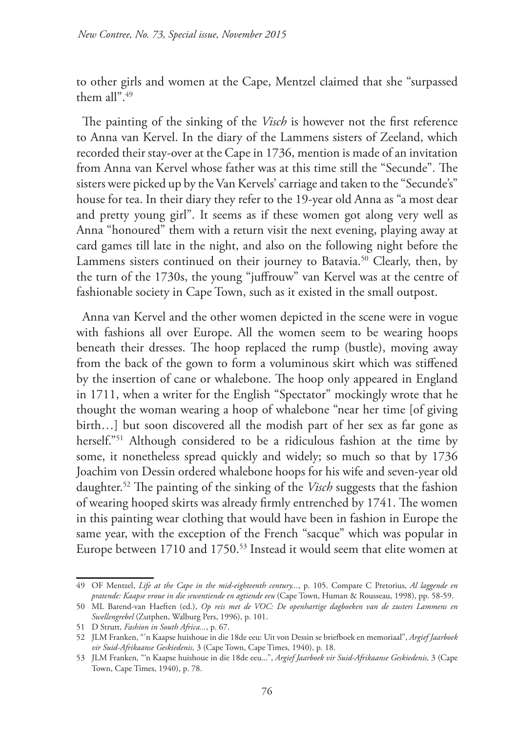to other girls and women at the Cape, Mentzel claimed that she "surpassed them all".[49]

The painting of the sinking of the *Visch* is however not the first reference to Anna van Kervel. In the diary of the Lammens sisters of Zeeland, which recorded their stay-over at the Cape in 1736, mention is made of an invitation from Anna van Kervel whose father was at this time still the "Secunde". The sisters were picked up by the Van Kervels' carriage and taken to the "Secunde's" house for tea. In their diary they refer to the 19-year old Anna as "a most dear and pretty young girl". It seems as if these women got along very well as Anna "honoured" them with a return visit the next evening, playing away at card games till late in the night, and also on the following night before the Lammens sisters continued on their journey to Batavia.[50] Clearly, then, by the turn of the 1730s, the young "juffrouw" van Kervel was at the centre of fashionable society in Cape Town, such as it existed in the small outpost.

Anna van Kervel and the other women depicted in the scene were in vogue with fashions all over Europe. All the women seem to be wearing hoops beneath their dresses. The hoop replaced the rump (bustle), moving away from the back of the gown to form a voluminous skirt which was stiffened by the insertion of cane or whalebone. The hoop only appeared in England in 1711, when a writer for the English "Spectator" mockingly wrote that he thought the woman wearing a hoop of whalebone "near her time [of giving birth…] but soon discovered all the modish part of her sex as far gone as herself."[51] Although considered to be a ridiculous fashion at the time by some, it nonetheless spread quickly and widely; so much so that by 1736 Joachim von Dessin ordered whalebone hoops for his wife and seven-year old daughter.[52] The painting of the sinking of the *Visch* suggests that the fashion of wearing hooped skirts was already firmly entrenched by 1741. The women in this painting wear clothing that would have been in fashion in Europe the same year, with the exception of the French "sacque" which was popular in Europe between 1710 and 1750.[53] Instead it would seem that elite women at

---

49 OF Mentzel, *Life at the Cape in the mid-eighteenth century...*, p. 105. Compare C Pretorius, *Al laggende en pratende: Kaapse vroue in die sewentiende en agtiende eeu* (Cape Town, Human & Rousseau, 1998), pp. 58-59.

50 ML Barend-van Haeften (ed.), *Op reis met de VOC: De openhartige dagboeken van de zusters Lammens en Swellengrebel* (Zutphen, Walburg Pers, 1996), p. 101.

51 D Strutt, *Fashion in South Africa...*, p. 67.

52 JLM Franken, "'n Kaapse huishoue in die 18de eeu: Uit von Dessin se briefboek en memoriaal", *Argief Jaarboek vir Suid-Afrikaanse Geskiedenis,* 3 (Cape Town, Cape Times, 1940), p. 18.

53 JLM Franken, "'n Kaapse huishoue in die 18de eeu...", *Argief Jaarboek vir Suid-Afrikaanse Geskiedenis,* 3 (Cape Town, Cape Times, 1940), p. 78.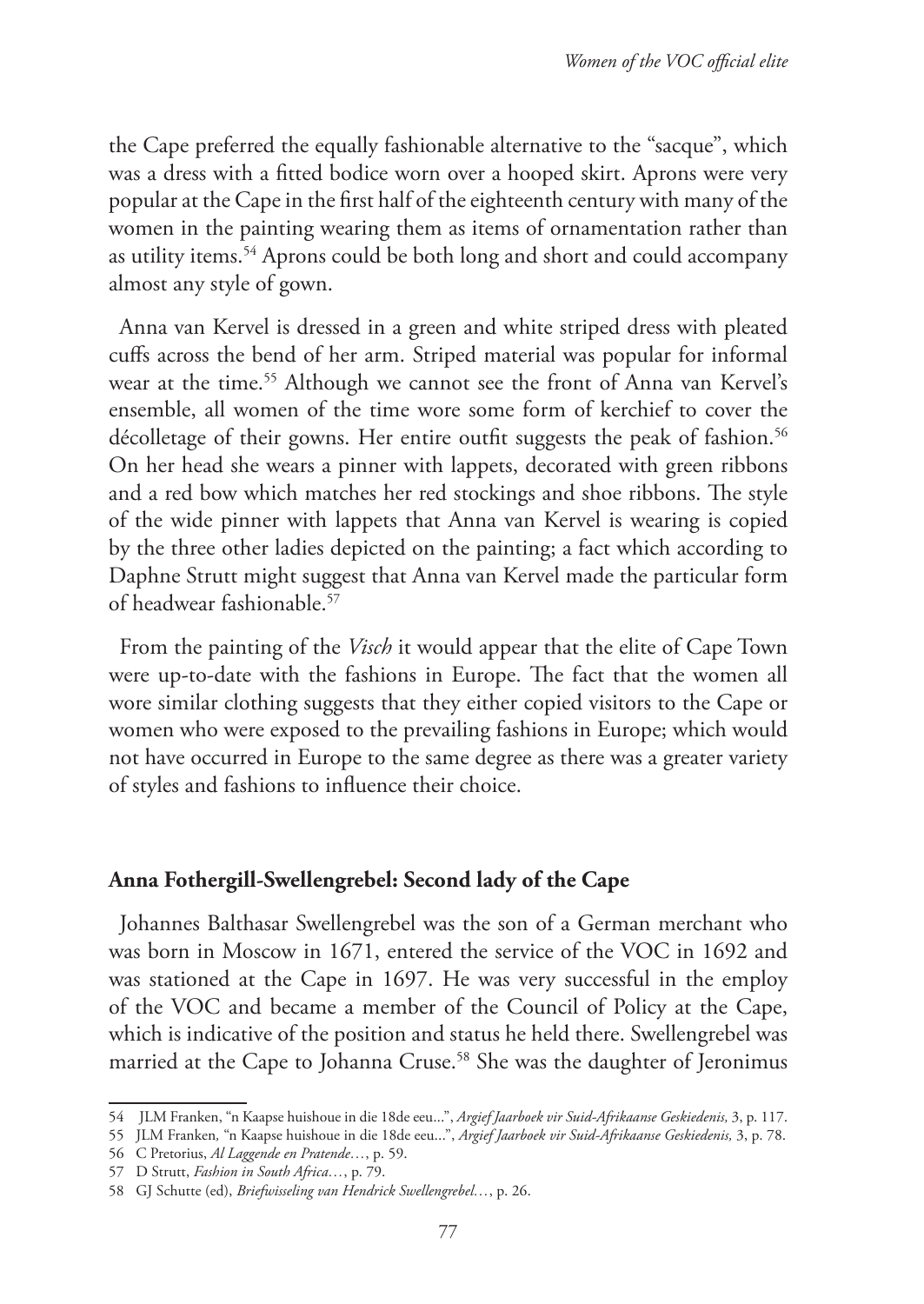the Cape preferred the equally fashionable alternative to the "sacque", which was a dress with a fitted bodice worn over a hooped skirt. Aprons were very popular at the Cape in the first half of the eighteenth century with many of the women in the painting wearing them as items of ornamentation rather than as utility items.[54] Aprons could be both long and short and could accompany almost any style of gown.

Anna van Kervel is dressed in a green and white striped dress with pleated cuffs across the bend of her arm. Striped material was popular for informal wear at the time.[55] Although we cannot see the front of Anna van Kervel's ensemble, all women of the time wore some form of kerchief to cover the décolletage of their gowns. Her entire outfit suggests the peak of fashion.[56] On her head she wears a pinner with lappets, decorated with green ribbons and a red bow which matches her red stockings and shoe ribbons. The style of the wide pinner with lappets that Anna van Kervel is wearing is copied by the three other ladies depicted on the painting; a fact which according to Daphne Strutt might suggest that Anna van Kervel made the particular form of headwear fashionable.[57]

From the painting of the *Visch* it would appear that the elite of Cape Town were up-to-date with the fashions in Europe. The fact that the women all wore similar clothing suggests that they either copied visitors to the Cape or women who were exposed to the prevailing fashions in Europe; which would not have occurred in Europe to the same degree as there was a greater variety of styles and fashions to influence their choice.

## Anna Fothergill-Swellengrebel: Second lady of the Cape

Johannes Balthasar Swellengrebel was the son of a German merchant who was born in Moscow in 1671, entered the service of the VOC in 1692 and was stationed at the Cape in 1697. He was very successful in the employ of the VOC and became a member of the Council of Policy at the Cape, which is indicative of the position and status he held there. Swellengrebel was married at the Cape to Johanna Cruse.[58] She was the daughter of Jeronimus

---

54 JLM Franken, "n Kaapse huishoue in die 18de eeu...", *Argief Jaarboek vir Suid-Afrikaanse Geskiedenis,* 3, p. 117.

55 JLM Franken, "n Kaapse huishoue in die 18de eeu...", *Argief Jaarboek vir Suid-Afrikaanse Geskiedenis,* 3, p. 78.

56 C Pretorius, *Al Laggende en Pratende…*, p. 59.

57 D Strutt, *Fashion in South Africa…*, p. 79.

58 GJ Schutte (ed), *Briefwisseling van Hendrick Swellengrebel…*, p. 26.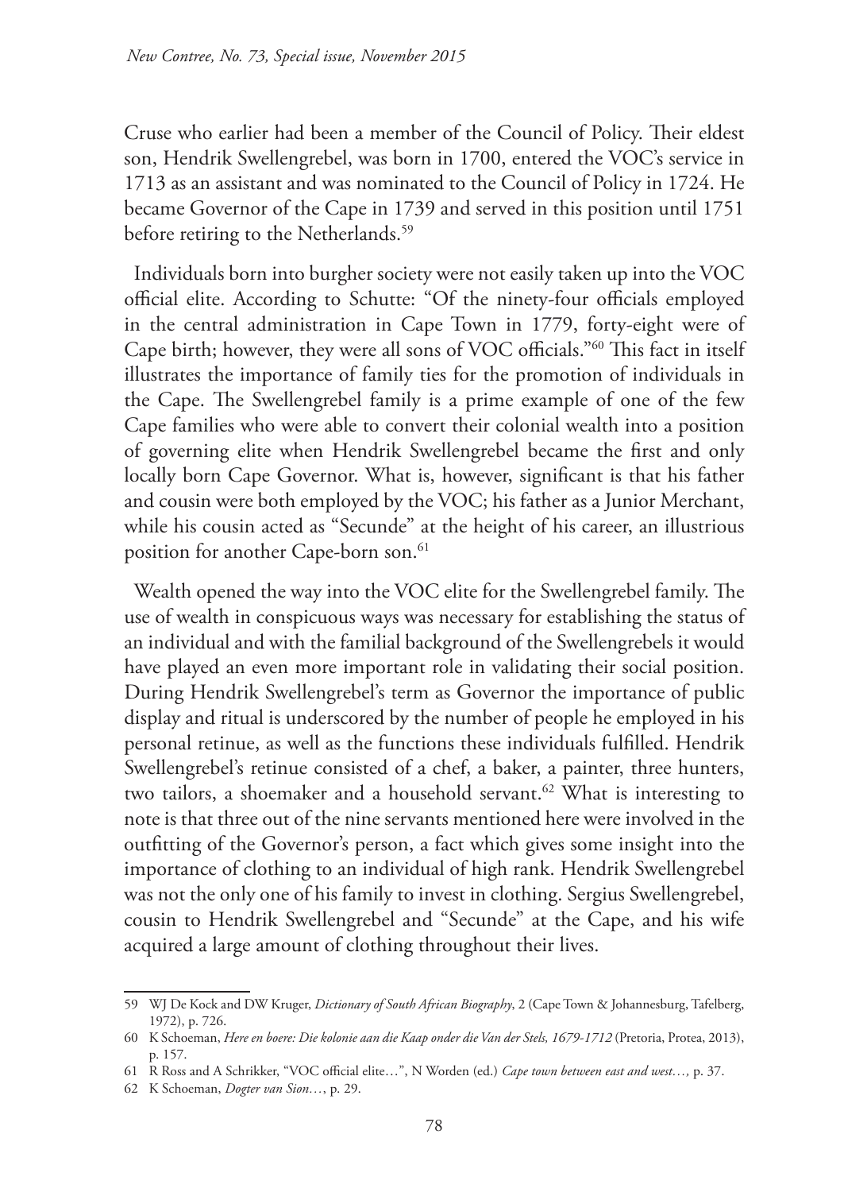Cruse who earlier had been a member of the Council of Policy. Their eldest son, Hendrik Swellengrebel, was born in 1700, entered the VOC's service in 1713 as an assistant and was nominated to the Council of Policy in 1724. He became Governor of the Cape in 1739 and served in this position until 1751 before retiring to the Netherlands.[59]

Individuals born into burgher society were not easily taken up into the VOC official elite. According to Schutte: "Of the ninety-four officials employed in the central administration in Cape Town in 1779, forty-eight were of Cape birth; however, they were all sons of VOC officials."[60] This fact in itself illustrates the importance of family ties for the promotion of individuals in the Cape. The Swellengrebel family is a prime example of one of the few Cape families who were able to convert their colonial wealth into a position of governing elite when Hendrik Swellengrebel became the first and only locally born Cape Governor. What is, however, significant is that his father and cousin were both employed by the VOC; his father as a Junior Merchant, while his cousin acted as "Secunde" at the height of his career, an illustrious position for another Cape-born son.[61]

Wealth opened the way into the VOC elite for the Swellengrebel family. The use of wealth in conspicuous ways was necessary for establishing the status of an individual and with the familial background of the Swellengrebels it would have played an even more important role in validating their social position. During Hendrik Swellengrebel's term as Governor the importance of public display and ritual is underscored by the number of people he employed in his personal retinue, as well as the functions these individuals fulfilled. Hendrik Swellengrebel's retinue consisted of a chef, a baker, a painter, three hunters, two tailors, a shoemaker and a household servant.[62] What is interesting to note is that three out of the nine servants mentioned here were involved in the outfitting of the Governor's person, a fact which gives some insight into the importance of clothing to an individual of high rank. Hendrik Swellengrebel was not the only one of his family to invest in clothing. Sergius Swellengrebel, cousin to Hendrik Swellengrebel and "Secunde" at the Cape, and his wife acquired a large amount of clothing throughout their lives.

---

59 WJ De Kock and DW Kruger, *Dictionary of South African Biography*, 2 (Cape Town & Johannesburg, Tafelberg, 1972), p. 726.

60 K Schoeman, *Here en boere: Die kolonie aan die Kaap onder die Van der Stels, 1679-1712* (Pretoria, Protea, 2013), p. 157.

61 R Ross and A Schrikker, "VOC official elite…", N Worden (ed.) *Cape town between east and west…,* p. 37.

62 K Schoeman, *Dogter van Sion…*, p. 29.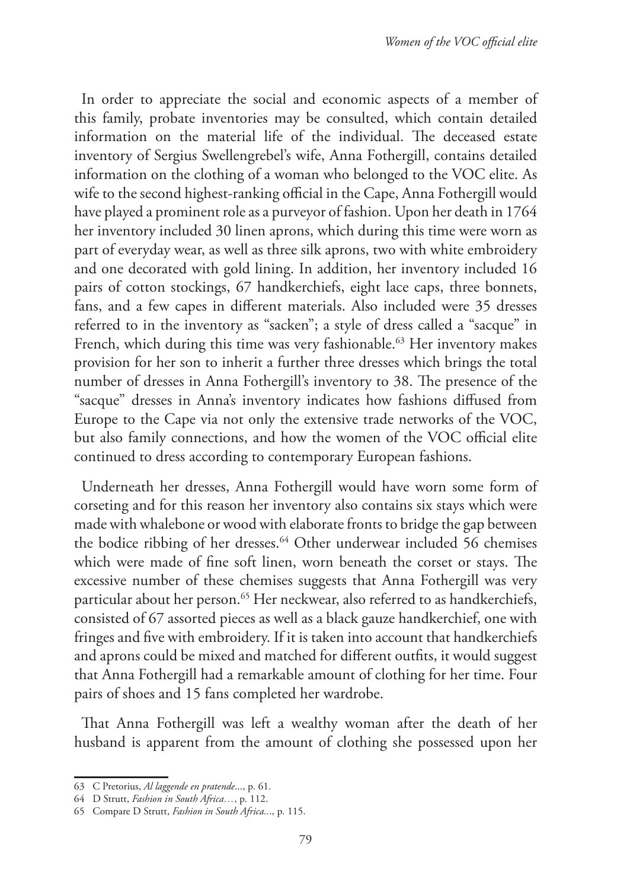In order to appreciate the social and economic aspects of a member of this family, probate inventories may be consulted, which contain detailed information on the material life of the individual. The deceased estate inventory of Sergius Swellengrebel's wife, Anna Fothergill, contains detailed information on the clothing of a woman who belonged to the VOC elite. As wife to the second highest-ranking official in the Cape, Anna Fothergill would have played a prominent role as a purveyor of fashion. Upon her death in 1764 her inventory included 30 linen aprons, which during this time were worn as part of everyday wear, as well as three silk aprons, two with white embroidery and one decorated with gold lining. In addition, her inventory included 16 pairs of cotton stockings, 67 handkerchiefs, eight lace caps, three bonnets, fans, and a few capes in different materials. Also included were 35 dresses referred to in the inventory as "sacken"; a style of dress called a "sacque" in French, which during this time was very fashionable.[63] Her inventory makes provision for her son to inherit a further three dresses which brings the total number of dresses in Anna Fothergill's inventory to 38. The presence of the "sacque" dresses in Anna's inventory indicates how fashions diffused from Europe to the Cape via not only the extensive trade networks of the VOC, but also family connections, and how the women of the VOC official elite continued to dress according to contemporary European fashions.

Underneath her dresses, Anna Fothergill would have worn some form of corseting and for this reason her inventory also contains six stays which were made with whalebone or wood with elaborate fronts to bridge the gap between the bodice ribbing of her dresses.[64] Other underwear included 56 chemises which were made of fine soft linen, worn beneath the corset or stays. The excessive number of these chemises suggests that Anna Fothergill was very particular about her person.[65] Her neckwear, also referred to as handkerchiefs, consisted of 67 assorted pieces as well as a black gauze handkerchief, one with fringes and five with embroidery. If it is taken into account that handkerchiefs and aprons could be mixed and matched for different outfits, it would suggest that Anna Fothergill had a remarkable amount of clothing for her time. Four pairs of shoes and 15 fans completed her wardrobe.

That Anna Fothergill was left a wealthy woman after the death of her husband is apparent from the amount of clothing she possessed upon her

---

63 C Pretorius, *Al laggende en pratende*..., p. 61.

64 D Strutt, *Fashion in South Africa*…, p. 112.

65 Compare D Strutt, *Fashion in South Africa*..., p. 115.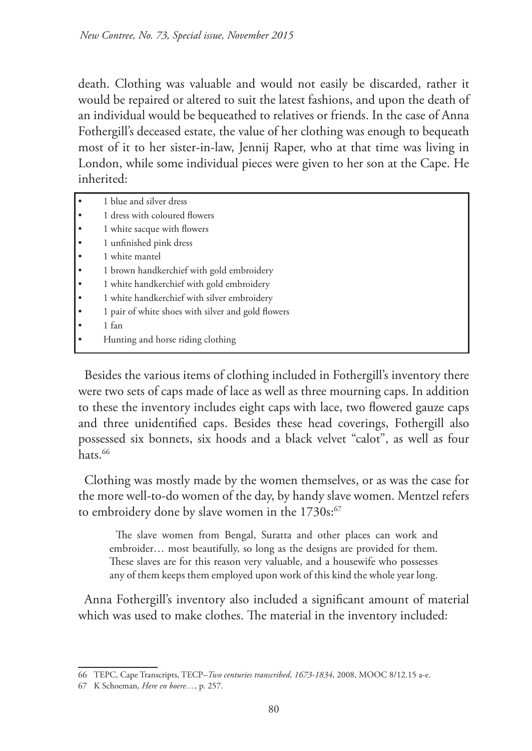death. Clothing was valuable and would not easily be discarded, rather it would be repaired or altered to suit the latest fashions, and upon the death of an individual would be bequeathed to relatives or friends. In the case of Anna Fothergill's deceased estate, the value of her clothing was enough to bequeath most of it to her sister-in-law, Jennij Raper, who at that time was living in London, while some individual pieces were given to her son at the Cape. He inherited:

- 1 blue and silver dress
- 1 dress with coloured flowers
- 1 white sacque with flowers
- 1 unfinished pink dress
- 1 white mantel
- 1 brown handkerchief with gold embroidery
- 1 white handkerchief with gold embroidery
- 1 white handkerchief with silver embroidery
- 1 pair of white shoes with silver and gold flowers
- 1 fan
- Hunting and horse riding clothing

Besides the various items of clothing included in Fothergill's inventory there were two sets of caps made of lace as well as three mourning caps. In addition to these the inventory includes eight caps with lace, two flowered gauze caps and three unidentified caps. Besides these head coverings, Fothergill also possessed six bonnets, six hoods and a black velvet "calot", as well as four hats.[66]

Clothing was mostly made by the women themselves, or as was the case for the more well-to-do women of the day, by handy slave women. Mentzel refers to embroidery done by slave women in the 1730s:[67]

> The slave women from Bengal, Suratta and other places can work and embroider… most beautifully, so long as the designs are provided for them. These slaves are for this reason very valuable, and a housewife who possesses any of them keeps them employed upon work of this kind the whole year long.

Anna Fothergill's inventory also included a significant amount of material which was used to make clothes. The material in the inventory included:

---

66 TEPC, Cape Transcripts, TECP–*Two centuries transcribed*, *1673-1834*, 2008, MOOC 8/12.15 a-e.

67 K Schoeman, *Here en boere…*, p. 257.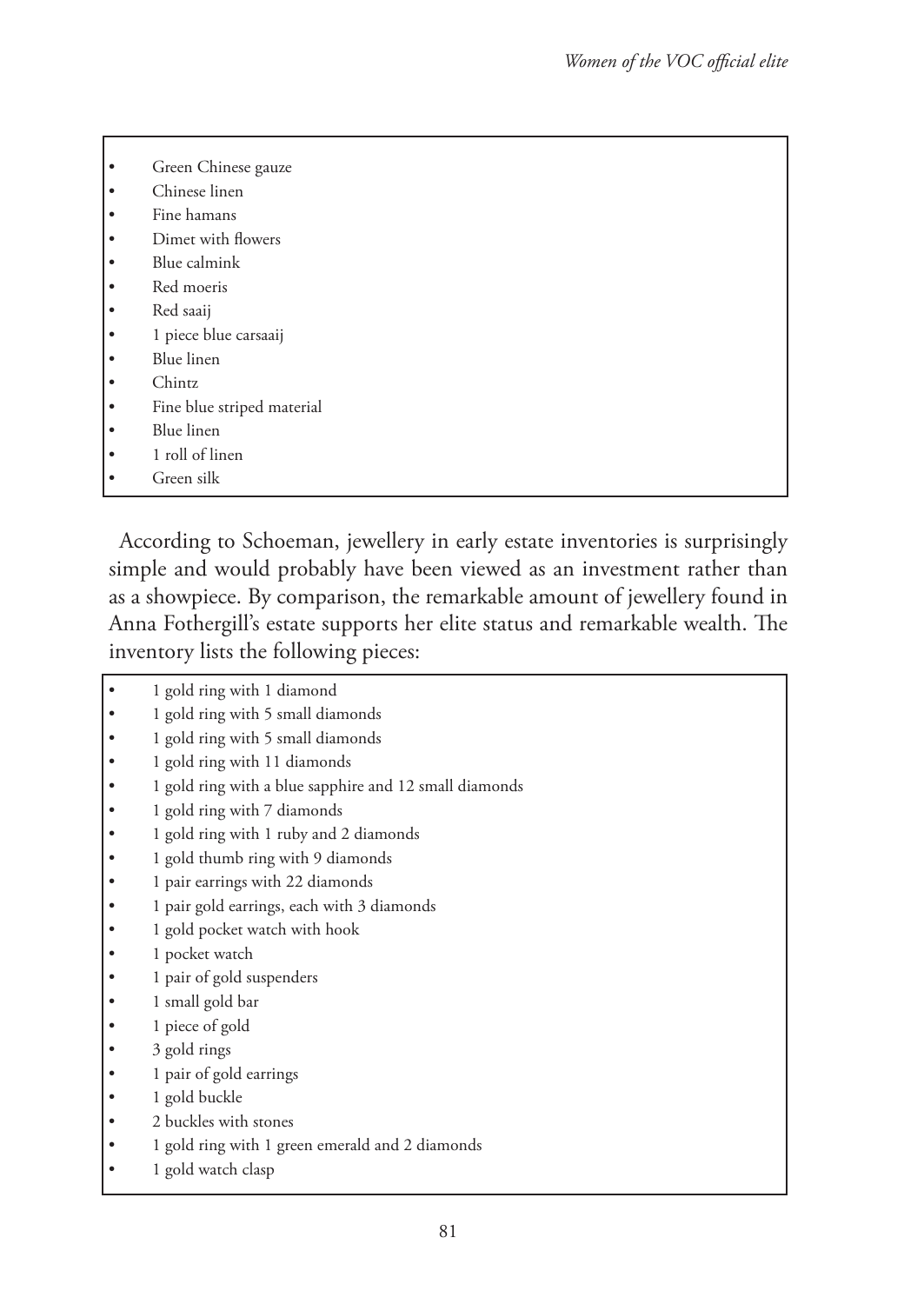- Green Chinese gauze
- Chinese linen
- Fine hamans
- Dimet with flowers
- Blue calmink
- Red moeris
- Red saaij
- 1 piece blue carsaaij
- Blue linen
- Chintz
- Fine blue striped material
- Blue linen
- 1 roll of linen
- Green silk

According to Schoeman, jewellery in early estate inventories is surprisingly simple and would probably have been viewed as an investment rather than as a showpiece. By comparison, the remarkable amount of jewellery found in Anna Fothergill's estate supports her elite status and remarkable wealth. The inventory lists the following pieces:

- 1 gold ring with 1 diamond
- 1 gold ring with 5 small diamonds
- 1 gold ring with 5 small diamonds
- 1 gold ring with 11 diamonds
- 1 gold ring with a blue sapphire and 12 small diamonds
- 1 gold ring with 7 diamonds
- 1 gold ring with 1 ruby and 2 diamonds
- 1 gold thumb ring with 9 diamonds
- 1 pair earrings with 22 diamonds
- 1 pair gold earrings, each with 3 diamonds
- 1 gold pocket watch with hook
- 1 pocket watch
- 1 pair of gold suspenders
- 1 small gold bar
- 1 piece of gold
- 3 gold rings
- 1 pair of gold earrings
- 1 gold buckle
- 2 buckles with stones
- 1 gold ring with 1 green emerald and 2 diamonds
- 1 gold watch clasp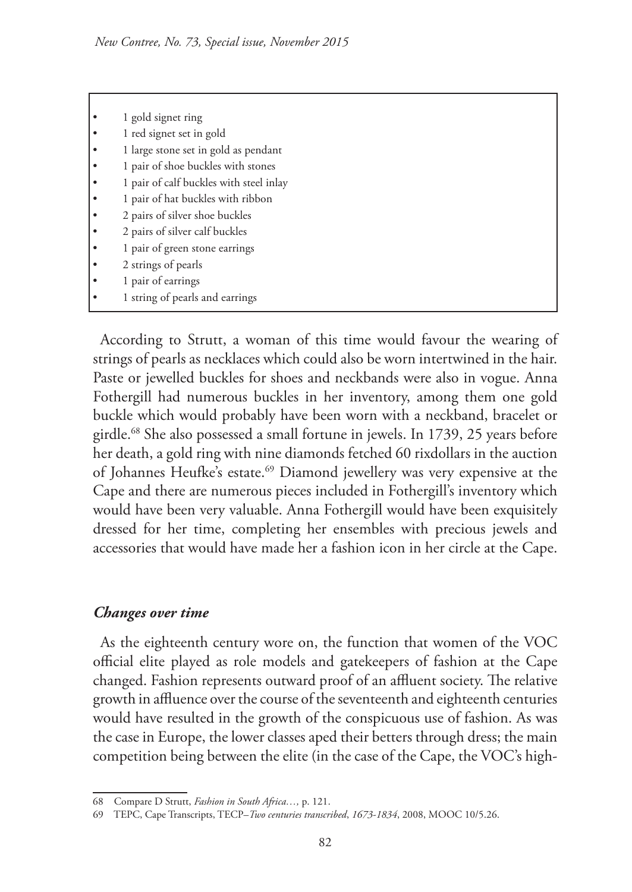- 1 gold signet ring
- 1 red signet set in gold
- 1 large stone set in gold as pendant
- 1 pair of shoe buckles with stones
- 1 pair of calf buckles with steel inlay
- 1 pair of hat buckles with ribbon
- 2 pairs of silver shoe buckles
- 2 pairs of silver calf buckles
- 1 pair of green stone earrings
- 2 strings of pearls
- 1 pair of earrings
- 1 string of pearls and earrings

According to Strutt, a woman of this time would favour the wearing of strings of pearls as necklaces which could also be worn intertwined in the hair. Paste or jewelled buckles for shoes and neckbands were also in vogue. Anna Fothergill had numerous buckles in her inventory, among them one gold buckle which would probably have been worn with a neckband, bracelet or girdle.[68] She also possessed a small fortune in jewels. In 1739, 25 years before her death, a gold ring with nine diamonds fetched 60 rixdollars in the auction of Johannes Heufke's estate.[69] Diamond jewellery was very expensive at the Cape and there are numerous pieces included in Fothergill's inventory which would have been very valuable. Anna Fothergill would have been exquisitely dressed for her time, completing her ensembles with precious jewels and accessories that would have made her a fashion icon in her circle at the Cape.

### *Changes over time*

As the eighteenth century wore on, the function that women of the VOC official elite played as role models and gatekeepers of fashion at the Cape changed. Fashion represents outward proof of an affluent society. The relative growth in affluence over the course of the seventeenth and eighteenth centuries would have resulted in the growth of the conspicuous use of fashion. As was the case in Europe, the lower classes aped their betters through dress; the main competition being between the elite (in the case of the Cape, the VOC's high-

---

68 Compare D Strutt, *Fashion in South Africa…,* p. 121.

69 TEPC, Cape Transcripts, TECP–*Two centuries transcribed*, *1673-1834*, 2008, MOOC 10/5.26.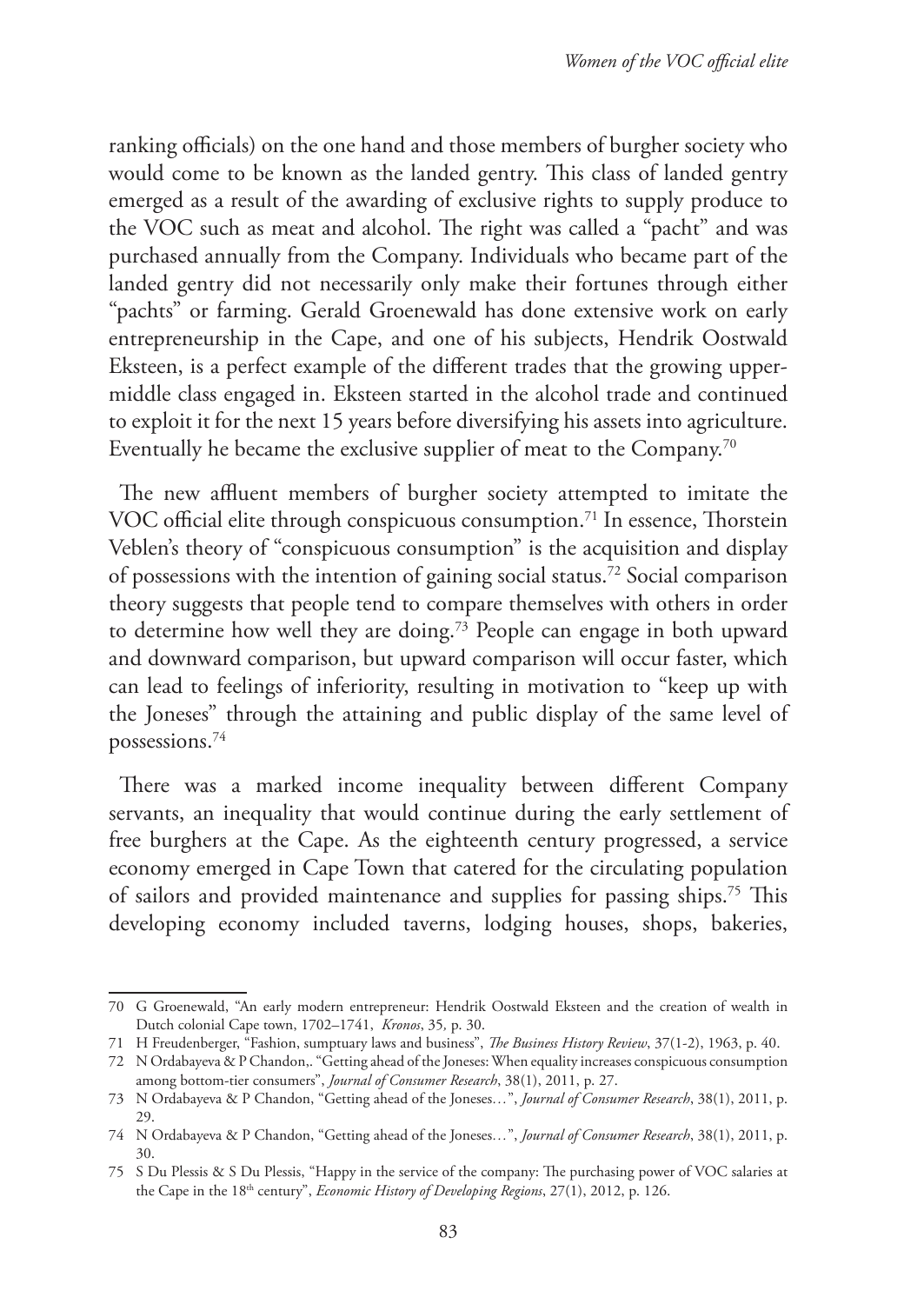ranking officials) on the one hand and those members of burgher society who would come to be known as the landed gentry. This class of landed gentry emerged as a result of the awarding of exclusive rights to supply produce to the VOC such as meat and alcohol. The right was called a "pacht" and was purchased annually from the Company. Individuals who became part of the landed gentry did not necessarily only make their fortunes through either "pachts" or farming. Gerald Groenewald has done extensive work on early entrepreneurship in the Cape, and one of his subjects, Hendrik Oostwald Eksteen, is a perfect example of the different trades that the growing upper-middle class engaged in. Eksteen started in the alcohol trade and continued to exploit it for the next 15 years before diversifying his assets into agriculture. Eventually he became the exclusive supplier of meat to the Company.[70]

The new affluent members of burgher society attempted to imitate the VOC official elite through conspicuous consumption.[71] In essence, Thorstein Veblen's theory of "conspicuous consumption" is the acquisition and display of possessions with the intention of gaining social status.[72] Social comparison theory suggests that people tend to compare themselves with others in order to determine how well they are doing.[73] People can engage in both upward and downward comparison, but upward comparison will occur faster, which can lead to feelings of inferiority, resulting in motivation to "keep up with the Joneses" through the attaining and public display of the same level of possessions.[74]

There was a marked income inequality between different Company servants, an inequality that would continue during the early settlement of free burghers at the Cape. As the eighteenth century progressed, a service economy emerged in Cape Town that catered for the circulating population of sailors and provided maintenance and supplies for passing ships.[75] This developing economy included taverns, lodging houses, shops, bakeries,

---

70 G Groenewald, "An early modern entrepreneur: Hendrik Oostwald Eksteen and the creation of wealth in Dutch colonial Cape town, 1702–1741, *Kronos*, 35, p. 30.

71 H Freudenberger, "Fashion, sumptuary laws and business", *The Business History Review*, 37(1-2), 1963, p. 40.

72 N Ordabayeva & P Chandon,. "Getting ahead of the Joneses: When equality increases conspicuous consumption among bottom-tier consumers", *Journal of Consumer Research*, 38(1), 2011, p. 27.

73 N Ordabayeva & P Chandon, "Getting ahead of the Joneses…", *Journal of Consumer Research*, 38(1), 2011, p. 29.

74 N Ordabayeva & P Chandon, "Getting ahead of the Joneses…", *Journal of Consumer Research*, 38(1), 2011, p. 30.

75 S Du Plessis & S Du Plessis, "Happy in the service of the company: The purchasing power of VOC salaries at the Cape in the 18th century", *Economic History of Developing Regions*, 27(1), 2012, p. 126.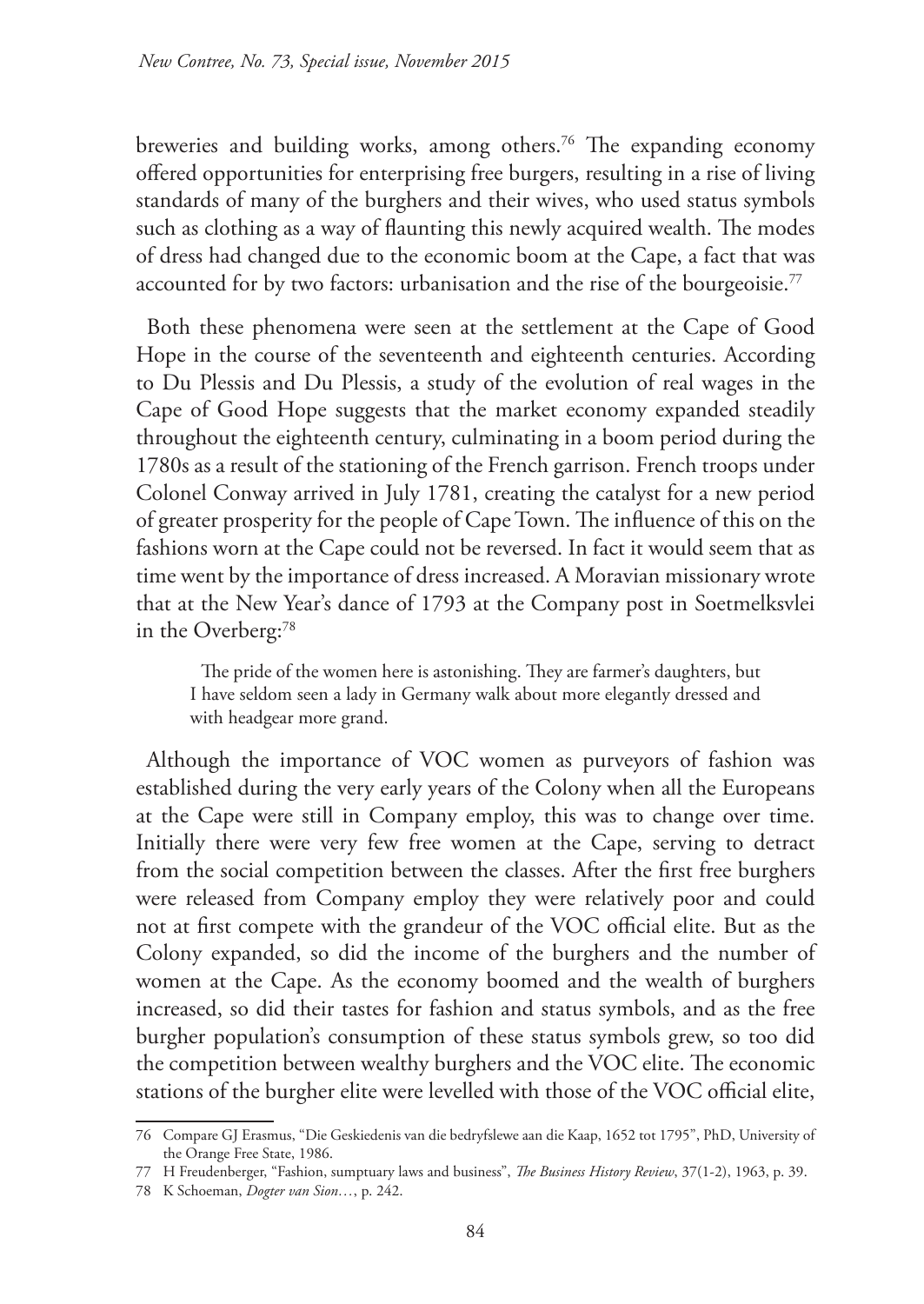breweries and building works, among others.[76] The expanding economy offered opportunities for enterprising free burgers, resulting in a rise of living standards of many of the burghers and their wives, who used status symbols such as clothing as a way of flaunting this newly acquired wealth. The modes of dress had changed due to the economic boom at the Cape, a fact that was accounted for by two factors: urbanisation and the rise of the bourgeoisie.[77]

Both these phenomena were seen at the settlement at the Cape of Good Hope in the course of the seventeenth and eighteenth centuries. According to Du Plessis and Du Plessis, a study of the evolution of real wages in the Cape of Good Hope suggests that the market economy expanded steadily throughout the eighteenth century, culminating in a boom period during the 1780s as a result of the stationing of the French garrison. French troops under Colonel Conway arrived in July 1781, creating the catalyst for a new period of greater prosperity for the people of Cape Town. The influence of this on the fashions worn at the Cape could not be reversed. In fact it would seem that as time went by the importance of dress increased. A Moravian missionary wrote that at the New Year's dance of 1793 at the Company post in Soetmelksvlei in the Overberg:[78]

> The pride of the women here is astonishing. They are farmer's daughters, but I have seldom seen a lady in Germany walk about more elegantly dressed and with headgear more grand.

Although the importance of VOC women as purveyors of fashion was established during the very early years of the Colony when all the Europeans at the Cape were still in Company employ, this was to change over time. Initially there were very few free women at the Cape, serving to detract from the social competition between the classes. After the first free burghers were released from Company employ they were relatively poor and could not at first compete with the grandeur of the VOC official elite. But as the Colony expanded, so did the income of the burghers and the number of women at the Cape. As the economy boomed and the wealth of burghers increased, so did their tastes for fashion and status symbols, and as the free burgher population's consumption of these status symbols grew, so too did the competition between wealthy burghers and the VOC elite. The economic stations of the burgher elite were levelled with those of the VOC official elite,

---

76 Compare GJ Erasmus, "Die Geskiedenis van die bedryfslewe aan die Kaap, 1652 tot 1795", PhD, University of the Orange Free State, 1986.

77 H Freudenberger, "Fashion, sumptuary laws and business", *The Business History Review*, 37(1-2), 1963, p. 39.

78 K Schoeman, *Dogter van Sion…*, p. 242.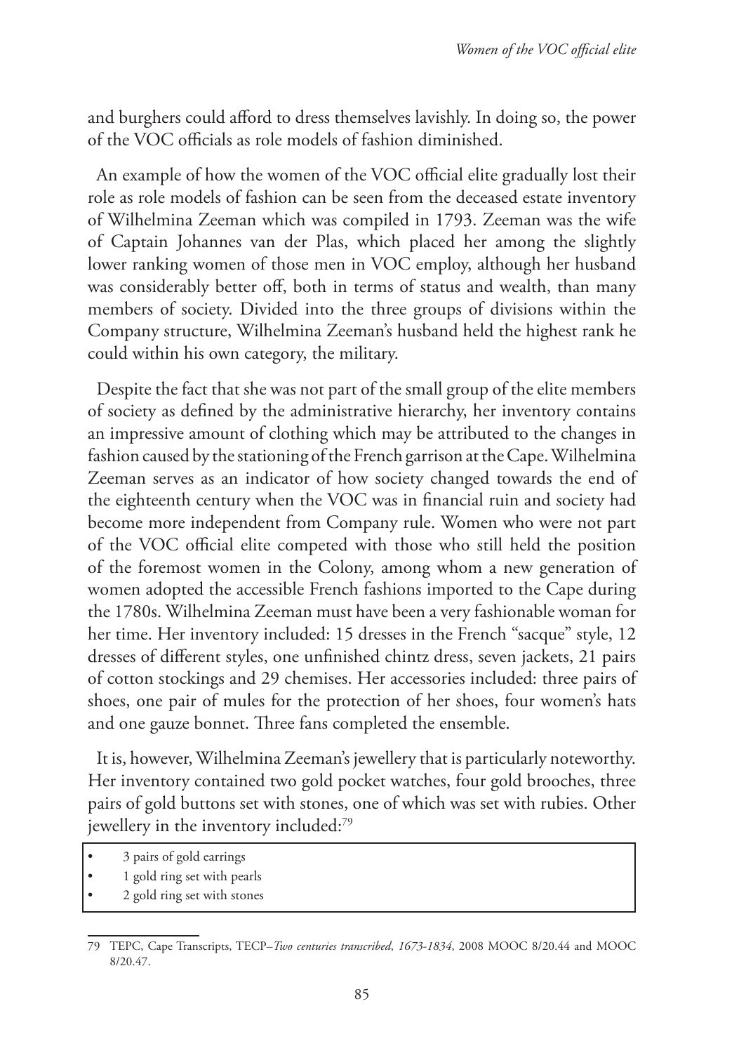and burghers could afford to dress themselves lavishly. In doing so, the power of the VOC officials as role models of fashion diminished.

An example of how the women of the VOC official elite gradually lost their role as role models of fashion can be seen from the deceased estate inventory of Wilhelmina Zeeman which was compiled in 1793. Zeeman was the wife of Captain Johannes van der Plas, which placed her among the slightly lower ranking women of those men in VOC employ, although her husband was considerably better off, both in terms of status and wealth, than many members of society. Divided into the three groups of divisions within the Company structure, Wilhelmina Zeeman's husband held the highest rank he could within his own category, the military.

Despite the fact that she was not part of the small group of the elite members of society as defined by the administrative hierarchy, her inventory contains an impressive amount of clothing which may be attributed to the changes in fashion caused by the stationing of the French garrison at the Cape. Wilhelmina Zeeman serves as an indicator of how society changed towards the end of the eighteenth century when the VOC was in financial ruin and society had become more independent from Company rule. Women who were not part of the VOC official elite competed with those who still held the position of the foremost women in the Colony, among whom a new generation of women adopted the accessible French fashions imported to the Cape during the 1780s. Wilhelmina Zeeman must have been a very fashionable woman for her time. Her inventory included: 15 dresses in the French "sacque" style, 12 dresses of different styles, one unfinished chintz dress, seven jackets, 21 pairs of cotton stockings and 29 chemises. Her accessories included: three pairs of shoes, one pair of mules for the protection of her shoes, four women's hats and one gauze bonnet. Three fans completed the ensemble.

It is, however, Wilhelmina Zeeman's jewellery that is particularly noteworthy. Her inventory contained two gold pocket watches, four gold brooches, three pairs of gold buttons set with stones, one of which was set with rubies. Other jewellery in the inventory included:[79]

- 3 pairs of gold earrings
- 1 gold ring set with pearls
- 2 gold ring set with stones

---

79 TEPC, Cape Transcripts, TECP–*Two centuries transcribed, 1673-1834*, 2008 MOOC 8/20.44 and MOOC 8/20.47.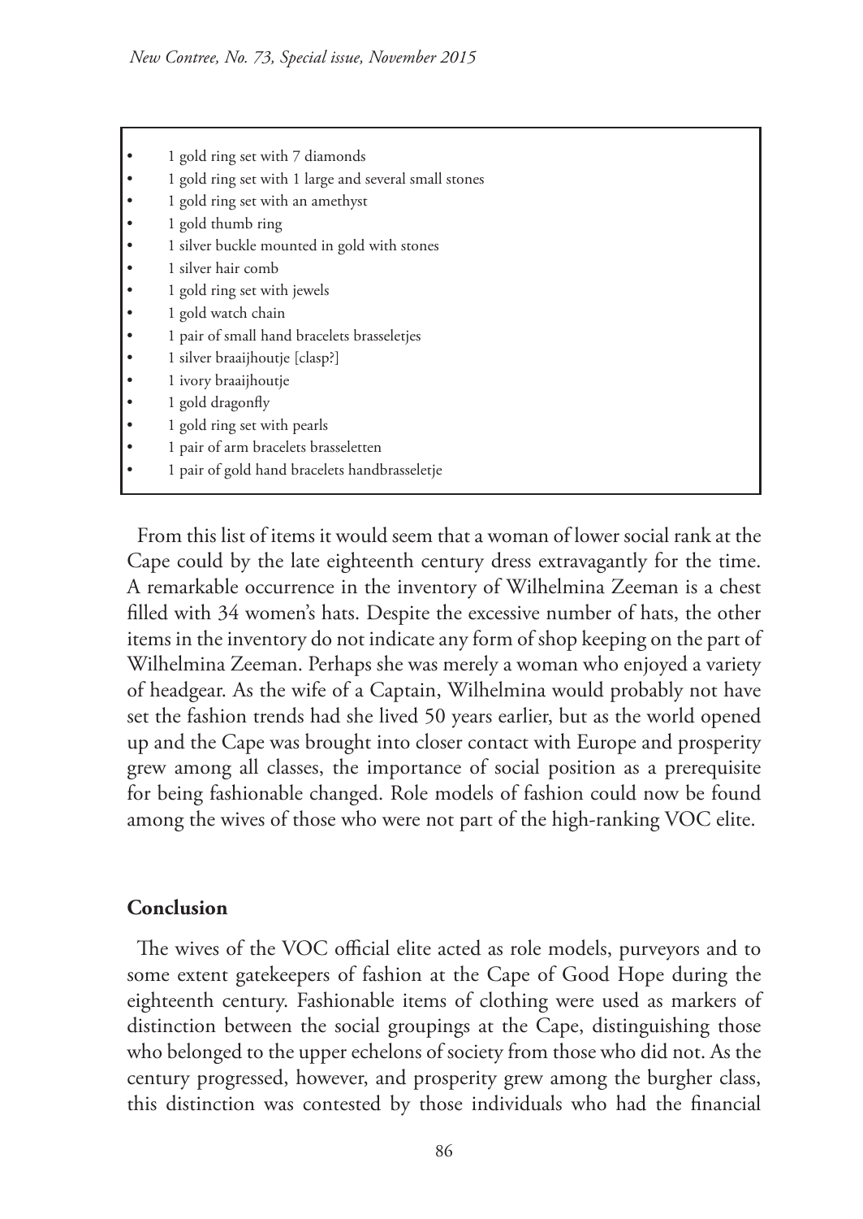- 1 gold ring set with 7 diamonds
- 1 gold ring set with 1 large and several small stones
- 1 gold ring set with an amethyst
- 1 gold thumb ring
- 1 silver buckle mounted in gold with stones
- 1 silver hair comb
- 1 gold ring set with jewels
- 1 gold watch chain
- 1 pair of small hand bracelets brasseletjes
- 1 silver braaijhoutje [clasp?]
- 1 ivory braaijhoutje
- 1 gold dragonfly
- 1 gold ring set with pearls
- 1 pair of arm bracelets brasseletten
- 1 pair of gold hand bracelets handbrasseletje

From this list of items it would seem that a woman of lower social rank at the Cape could by the late eighteenth century dress extravagantly for the time. A remarkable occurrence in the inventory of Wilhelmina Zeeman is a chest filled with 34 women's hats. Despite the excessive number of hats, the other items in the inventory do not indicate any form of shop keeping on the part of Wilhelmina Zeeman. Perhaps she was merely a woman who enjoyed a variety of headgear. As the wife of a Captain, Wilhelmina would probably not have set the fashion trends had she lived 50 years earlier, but as the world opened up and the Cape was brought into closer contact with Europe and prosperity grew among all classes, the importance of social position as a prerequisite for being fashionable changed. Role models of fashion could now be found among the wives of those who were not part of the high-ranking VOC elite.

## Conclusion

The wives of the VOC official elite acted as role models, purveyors and to some extent gatekeepers of fashion at the Cape of Good Hope during the eighteenth century. Fashionable items of clothing were used as markers of distinction between the social groupings at the Cape, distinguishing those who belonged to the upper echelons of society from those who did not. As the century progressed, however, and prosperity grew among the burgher class, this distinction was contested by those individuals who had the financial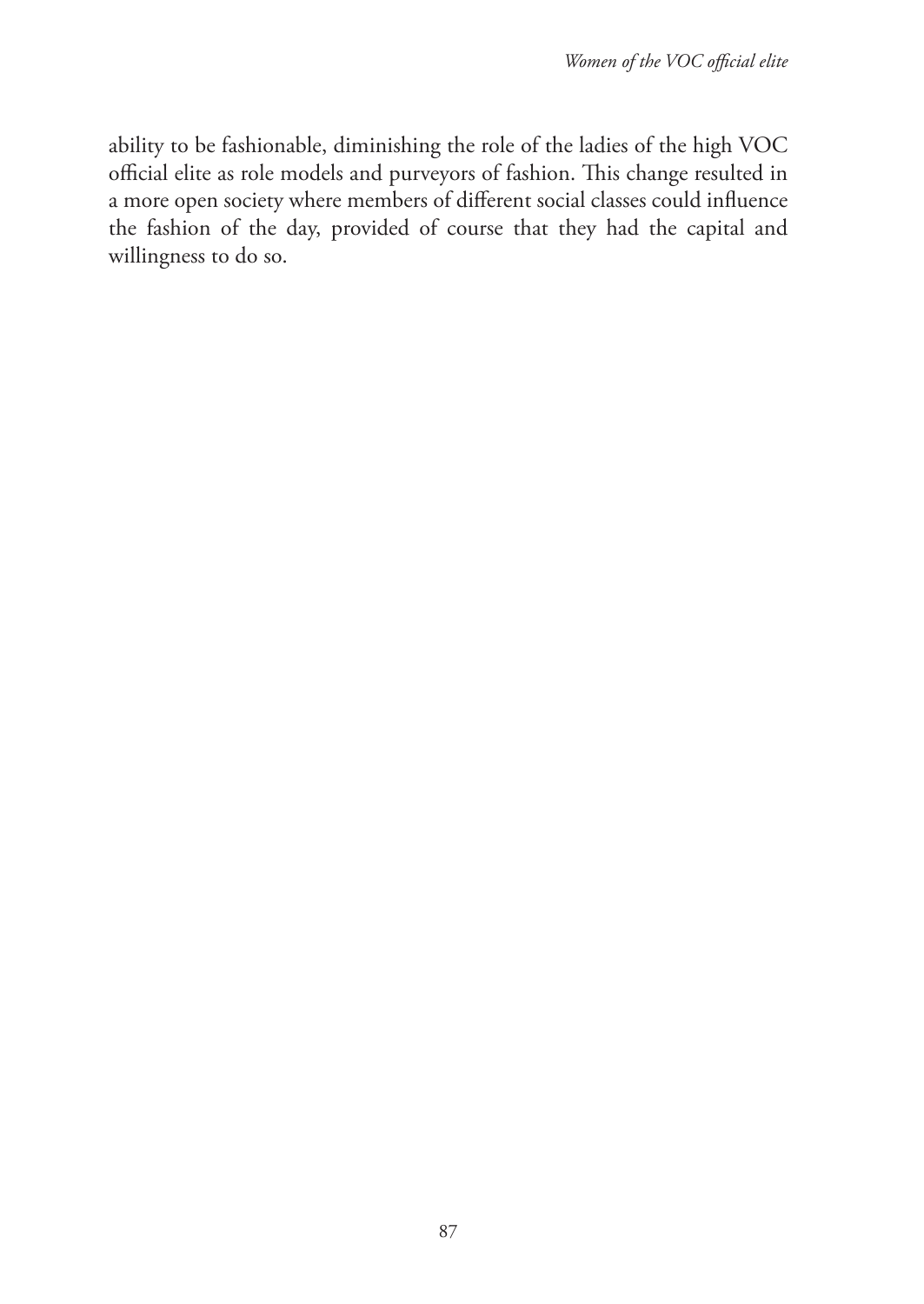ability to be fashionable, diminishing the role of the ladies of the high VOC official elite as role models and purveyors of fashion. This change resulted in a more open society where members of different social classes could influence the fashion of the day, provided of course that they had the capital and willingness to do so.